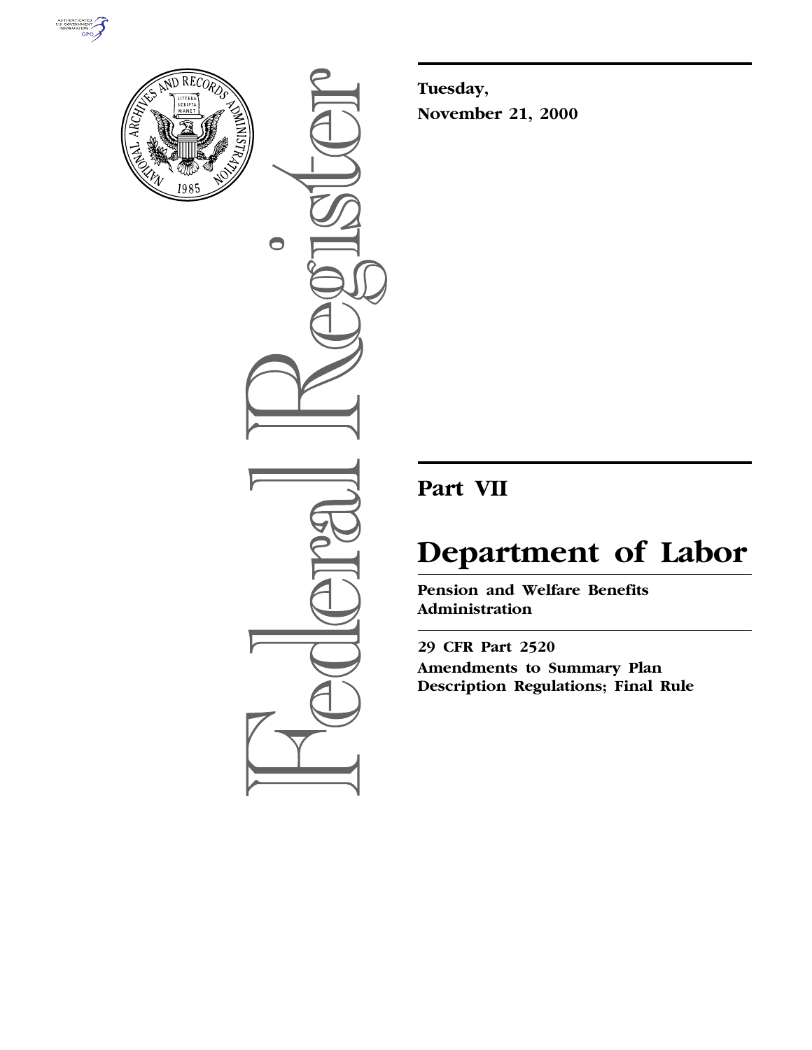**Tuesday,**
**November 21, 2000**

## Part VII

# Department of Labor

**Pension and Welfare Benefits Administration**

**29 CFR Part 2520**
**Amendments to Summary Plan Description Regulations; Final Rule**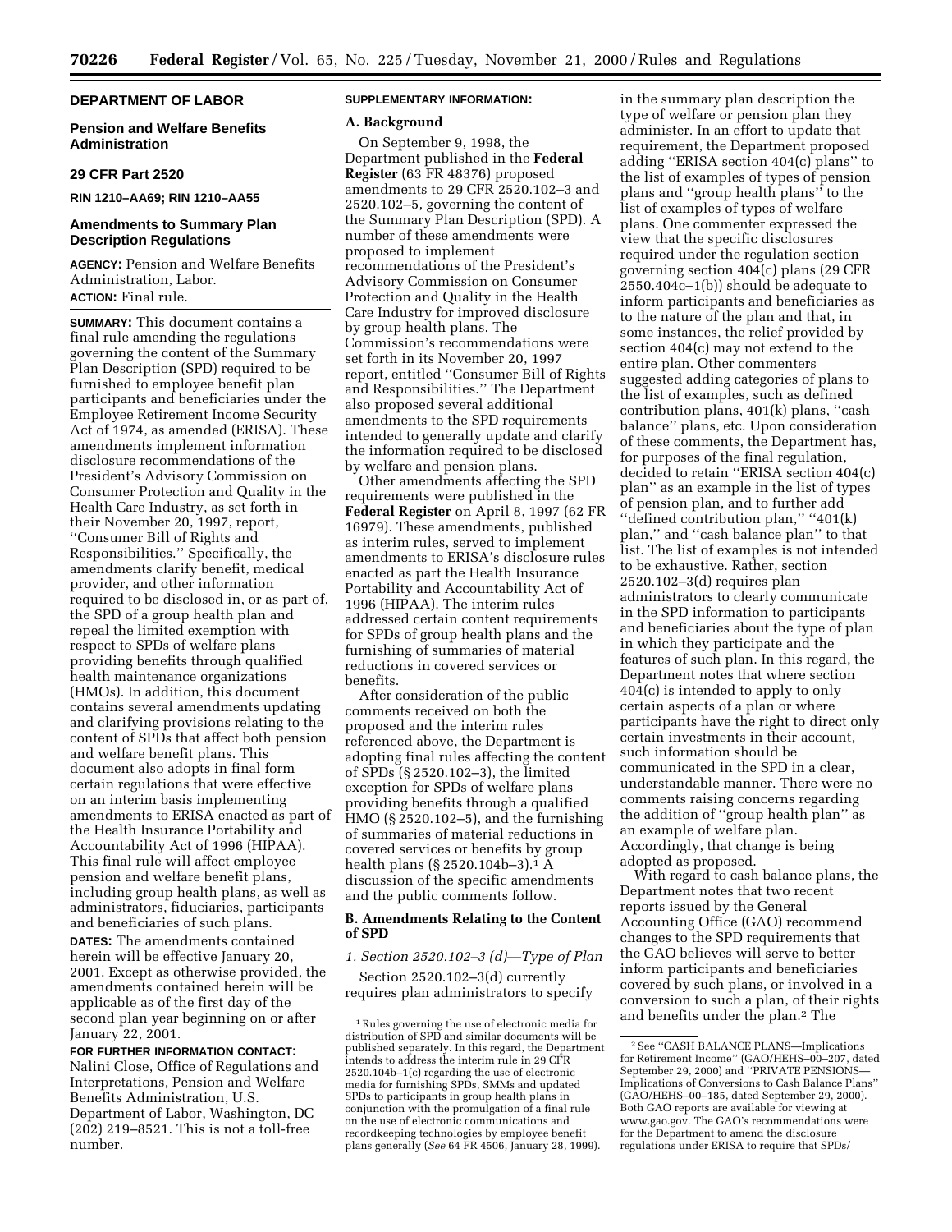## DEPARTMENT OF LABOR

### Pension and Welfare Benefits Administration

### 29 CFR Part 2520

**RIN 1210–AA69; RIN 1210–AA55**

### Amendments to Summary Plan Description Regulations

**AGENCY:** Pension and Welfare Benefits Administration, Labor.

**ACTION:** Final rule.

**SUMMARY:** This document contains a final rule amending the regulations governing the content of the Summary Plan Description (SPD) required to be furnished to employee benefit plan participants and beneficiaries under the Employee Retirement Income Security Act of 1974, as amended (ERISA). These amendments implement information disclosure recommendations of the President's Advisory Commission on Consumer Protection and Quality in the Health Care Industry, as set forth in their November 20, 1997, report, ''Consumer Bill of Rights and Responsibilities.'' Specifically, the amendments clarify benefit, medical provider, and other information required to be disclosed in, or as part of, the SPD of a group health plan and repeal the limited exemption with respect to SPDs of welfare plans providing benefits through qualified health maintenance organizations (HMOs). In addition, this document contains several amendments updating and clarifying provisions relating to the content of SPDs that affect both pension and welfare benefit plans. This document also adopts in final form certain regulations that were effective on an interim basis implementing amendments to ERISA enacted as part of the Health Insurance Portability and Accountability Act of 1996 (HIPAA). This final rule will affect employee pension and welfare benefit plans, including group health plans, as well as administrators, fiduciaries, participants and beneficiaries of such plans.

**DATES:** The amendments contained herein will be effective January 20, 2001. Except as otherwise provided, the amendments contained herein will be applicable as of the first day of the second plan year beginning on or after January 22, 2001.

**FOR FURTHER INFORMATION CONTACT:** Nalini Close, Office of Regulations and Interpretations, Pension and Welfare Benefits Administration, U.S. Department of Labor, Washington, DC (202) 219–8521. This is not a toll-free number.

**SUPPLEMENTARY INFORMATION:**

**A. Background**

On September 9, 1998, the Department published in the **Federal Register** (63 FR 48376) proposed amendments to 29 CFR 2520.102–3 and 2520.102–5, governing the content of the Summary Plan Description (SPD). A number of these amendments were proposed to implement recommendations of the President's Advisory Commission on Consumer Protection and Quality in the Health Care Industry for improved disclosure by group health plans. The Commission's recommendations were set forth in its November 20, 1997 report, entitled ''Consumer Bill of Rights and Responsibilities.'' The Department also proposed several additional amendments to the SPD requirements intended to generally update and clarify the information required to be disclosed by welfare and pension plans.

Other amendments affecting the SPD requirements were published in the **Federal Register** on April 8, 1997 (62 FR 16979). These amendments, published as interim rules, served to implement amendments to ERISA's disclosure rules enacted as part the Health Insurance Portability and Accountability Act of 1996 (HIPAA). The interim rules addressed certain content requirements for SPDs of group health plans and the furnishing of summaries of material reductions in covered services or benefits.

After consideration of the public comments received on both the proposed and the interim rules referenced above, the Department is adopting final rules affecting the content of SPDs (§ 2520.102–3), the limited exception for SPDs of welfare plans providing benefits through a qualified HMO (§ 2520.102–5), and the furnishing of summaries of material reductions in covered services or benefits by group health plans (§ 2520.104b–3).[1] A discussion of the specific amendments and the public comments follow.

**B. Amendments Relating to the Content of SPD**

*1. Section 2520.102–3 (d)—Type of Plan*

Section 2520.102–3(d) currently requires plan administrators to specify in the summary plan description the type of welfare or pension plan they administer. In an effort to update that requirement, the Department proposed adding ''ERISA section 404(c) plans'' to the list of examples of types of pension plans and ''group health plans'' to the list of examples of types of welfare plans. One commenter expressed the view that the specific disclosures required under the regulation section governing section 404(c) plans (29 CFR 2550.404c–1(b)) should be adequate to inform participants and beneficiaries as to the nature of the plan and that, in some instances, the relief provided by section 404(c) may not extend to the entire plan. Other commenters suggested adding categories of plans to the list of examples, such as defined contribution plans, 401(k) plans, ''cash balance'' plans, etc. Upon consideration of these comments, the Department has, for purposes of the final regulation, decided to retain ''ERISA section 404(c) plan'' as an example in the list of types of pension plan, and to further add ''defined contribution plan,'' ''401(k) plan,'' and ''cash balance plan'' to that list. The list of examples is not intended to be exhaustive. Rather, section 2520.102–3(d) requires plan administrators to clearly communicate in the SPD information to participants and beneficiaries about the type of plan in which they participate and the features of such plan. In this regard, the Department notes that where section 404(c) is intended to apply to only certain aspects of a plan or where participants have the right to direct only certain investments in their account, such information should be communicated in the SPD in a clear, understandable manner. There were no comments raising concerns regarding the addition of ''group health plan'' as an example of welfare plan. Accordingly, that change is being adopted as proposed.

With regard to cash balance plans, the Department notes that two recent reports issued by the General Accounting Office (GAO) recommend changes to the SPD requirements that the GAO believes will serve to better inform participants and beneficiaries covered by such plans, or involved in a conversion to such a plan, of their rights and benefits under the plan.[2] The

---

[1] Rules governing the use of electronic media for distribution of SPD and similar documents will be published separately. In this regard, the Department intends to address the interim rule in 29 CFR 2520.104b–1(c) regarding the use of electronic media for furnishing SPDs, SMMs and updated SPDs to participants in group health plans in conjunction with the promulgation of a final rule on the use of electronic communications and recordkeeping technologies by employee benefit plans generally (*See* 64 FR 4506, January 28, 1999).

[2] See ''CASH BALANCE PLANS—Implications for Retirement Income'' (GAO/HEHS–00–207, dated September 29, 2000) and ''PRIVATE PENSIONS—Implications of Conversions to Cash Balance Plans'' (GAO/HEHS–00–185, dated September 29, 2000). Both GAO reports are available for viewing at www.gao.gov. The GAO's recommendations were for the Department to amend the disclosure regulations under ERISA to require that SPDs/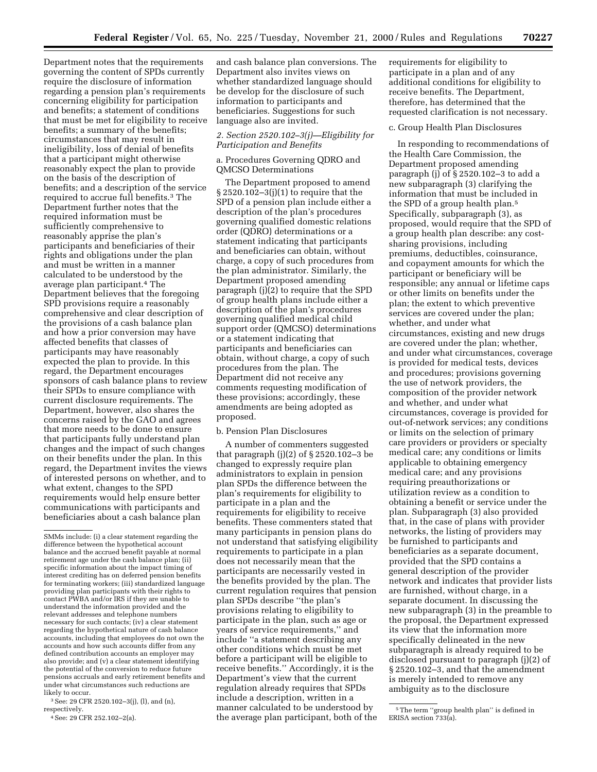Department notes that the requirements governing the content of SPDs currently require the disclosure of information regarding a pension plan's requirements concerning eligibility for participation and benefits; a statement of conditions that must be met for eligibility to receive benefits; a summary of the benefits; circumstances that may result in ineligibility, loss of denial of benefits that a participant might otherwise reasonably expect the plan to provide on the basis of the description of benefits; and a description of the service required to accrue full benefits.[3] The Department further notes that the required information must be sufficiently comprehensive to reasonably apprise the plan's participants and beneficiaries of their rights and obligations under the plan and must be written in a manner calculated to be understood by the average plan participant.[4] The Department believes that the foregoing SPD provisions require a reasonably comprehensive and clear description of the provisions of a cash balance plan and how a prior conversion may have affected benefits that classes of participants may have reasonably expected the plan to provide. In this regard, the Department encourages sponsors of cash balance plans to review their SPDs to ensure compliance with current disclosure requirements. The Department, however, also shares the concerns raised by the GAO and agrees that more needs to be done to ensure that participants fully understand plan changes and the impact of such changes on their benefits under the plan. In this regard, the Department invites the views of interested persons on whether, and to what extent, changes to the SPD requirements would help ensure better communications with participants and beneficiaries about a cash balance plan and cash balance plan conversions. The Department also invites views on whether standardized language should be develop for the disclosure of such information to participants and beneficiaries. Suggestions for such language also are invited.

*2. Section 2520.102–3(j)—Eligibility for Participation and Benefits*

a. Procedures Governing QDRO and QMCSO Determinations

The Department proposed to amend § 2520.102–3(j)(1) to require that the SPD of a pension plan include either a description of the plan's procedures governing qualified domestic relations order (QDRO) determinations or a statement indicating that participants and beneficiaries can obtain, without charge, a copy of such procedures from the plan administrator. Similarly, the Department proposed amending paragraph (j)(2) to require that the SPD of group health plans include either a description of the plan's procedures governing qualified medical child support order (QMCSO) determinations or a statement indicating that participants and beneficiaries can obtain, without charge, a copy of such procedures from the plan. The Department did not receive any comments requesting modification of these provisions; accordingly, these amendments are being adopted as proposed.

b. Pension Plan Disclosures

A number of commenters suggested that paragraph (j)(2) of § 2520.102–3 be changed to expressly require plan administrators to explain in pension plan SPDs the difference between the plan's requirements for eligibility to participate in a plan and the requirements for eligibility to receive benefits. These commenters stated that many participants in pension plans do not understand that satisfying eligibility requirements to participate in a plan does not necessarily mean that the participants are necessarily vested in the benefits provided by the plan. The current regulation requires that pension plan SPDs describe "the plan's provisions relating to eligibility to participate in the plan, such as age or years of service requirements," and include "a statement describing any other conditions which must be met before a participant will be eligible to receive benefits." Accordingly, it is the Department's view that the current regulation already requires that SPDs include a description, written in a manner calculated to be understood by the average plan participant, both of the requirements for eligibility to participate in a plan and of any additional conditions for eligibility to receive benefits. The Department, therefore, has determined that the requested clarification is not necessary.

c. Group Health Plan Disclosures

In responding to recommendations of the Health Care Commission, the Department proposed amending paragraph (j) of § 2520.102–3 to add a new subparagraph (3) clarifying the information that must be included in the SPD of a group health plan.[5] Specifically, subparagraph (3), as proposed, would require that the SPD of a group health plan describe: any cost-sharing provisions, including premiums, deductibles, coinsurance, and copayment amounts for which the participant or beneficiary will be responsible; any annual or lifetime caps or other limits on benefits under the plan; the extent to which preventive services are covered under the plan; whether, and under what circumstances, existing and new drugs are covered under the plan; whether, and under what circumstances, coverage is provided for medical tests, devices and procedures; provisions governing the use of network providers, the composition of the provider network and whether, and under what circumstances, coverage is provided for out-of-network services; any conditions or limits on the selection of primary care providers or providers or specialty medical care; any conditions or limits applicable to obtaining emergency medical care; and any provisions requiring preauthorizations or utilization review as a condition to obtaining a benefit or service under the plan. Subparagraph (3) also provided that, in the case of plans with provider networks, the listing of providers may be furnished to participants and beneficiaries as a separate document, provided that the SPD contains a general description of the provider network and indicates that provider lists are furnished, without charge, in a separate document. In discussing the new subparagraph (3) in the preamble to the proposal, the Department expressed its view that the information more specifically delineated in the new subparagraph is already required to be disclosed pursuant to paragraph (j)(2) of § 2520.102–3, and that the amendment is merely intended to remove any ambiguity as to the disclosure

---

SMMs include: (i) a clear statement regarding the difference between the hypothetical account balance and the accrued benefit payable at normal retirement age under the cash balance plan; (ii) specific information about the impact timing of interest crediting has on deferred pension benefits for terminating workers; (iii) standardized language providing plan participants with their rights to contact PWBA and/or IRS if they are unable to understand the information provided and the relevant addresses and telephone numbers necessary for such contacts; (iv) a clear statement regarding the hypothetical nature of cash balance accounts, including that employees do not own the accounts and how such accounts differ from any defined contribution accounts an employer may also provide; and (v) a clear statement identifying the potential of the conversion to reduce future pensions accruals and early retirement benefits and under what circumstances such reductions are likely to occur.

[3] See: 29 CFR 2520.102–3(j), (l), and (n), respectively.

[4] See: 29 CFR 252.102–2(a).

[5] The term "group health plan" is defined in ERISA section 733(a).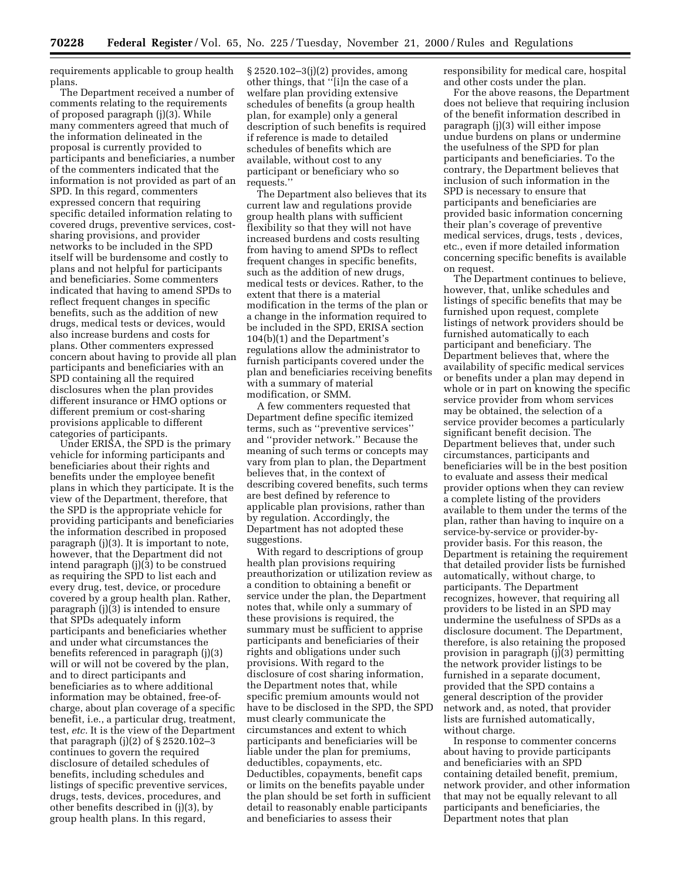requirements applicable to group health plans.

The Department received a number of comments relating to the requirements of proposed paragraph (j)(3). While many commenters agreed that much of the information delineated in the proposal is currently provided to participants and beneficiaries, a number of the commenters indicated that the information is not provided as part of an SPD. In this regard, commenters expressed concern that requiring specific detailed information relating to covered drugs, preventive services, cost-sharing provisions, and provider networks to be included in the SPD itself will be burdensome and costly to plans and not helpful for participants and beneficiaries. Some commenters indicated that having to amend SPDs to reflect frequent changes in specific benefits, such as the addition of new drugs, medical tests or devices, would also increase burdens and costs for plans. Other commenters expressed concern about having to provide all plan participants and beneficiaries with an SPD containing all the required disclosures when the plan provides different insurance or HMO options or different premium or cost-sharing provisions applicable to different categories of participants.

Under ERISA, the SPD is the primary vehicle for informing participants and beneficiaries about their rights and benefits under the employee benefit plans in which they participate. It is the view of the Department, therefore, that the SPD is the appropriate vehicle for providing participants and beneficiaries the information described in proposed paragraph (j)(3). It is important to note, however, that the Department did not intend paragraph (j)(3) to be construed as requiring the SPD to list each and every drug, test, device, or procedure covered by a group health plan. Rather, paragraph (j)(3) is intended to ensure that SPDs adequately inform participants and beneficiaries whether and under what circumstances the benefits referenced in paragraph (j)(3) will or will not be covered by the plan, and to direct participants and beneficiaries as to where additional information may be obtained, free-of-charge, about plan coverage of a specific benefit, i.e., a particular drug, treatment, test, *etc.* It is the view of the Department that paragraph (j)(2) of § 2520.102–3 continues to govern the required disclosure of detailed schedules of benefits, including schedules and listings of specific preventive services, drugs, tests, devices, procedures, and other benefits described in (j)(3), by group health plans. In this regard, § 2520.102–3(j)(2) provides, among other things, that "[i]n the case of a welfare plan providing extensive schedules of benefits (a group health plan, for example) only a general description of such benefits is required if reference is made to detailed schedules of benefits which are available, without cost to any participant or beneficiary who so requests."

The Department also believes that its current law and regulations provide group health plans with sufficient flexibility so that they will not have increased burdens and costs resulting from having to amend SPDs to reflect frequent changes in specific benefits, such as the addition of new drugs, medical tests or devices. Rather, to the extent that there is a material modification in the terms of the plan or a change in the information required to be included in the SPD, ERISA section 104(b)(1) and the Department's regulations allow the administrator to furnish participants covered under the plan and beneficiaries receiving benefits with a summary of material modification, or SMM.

A few commenters requested that Department define specific itemized terms, such as "preventive services" and "provider network." Because the meaning of such terms or concepts may vary from plan to plan, the Department believes that, in the context of describing covered benefits, such terms are best defined by reference to applicable plan provisions, rather than by regulation. Accordingly, the Department has not adopted these suggestions.

With regard to descriptions of group health plan provisions requiring preauthorization or utilization review as a condition to obtaining a benefit or service under the plan, the Department notes that, while only a summary of these provisions is required, the summary must be sufficient to apprise participants and beneficiaries of their rights and obligations under such provisions. With regard to the disclosure of cost sharing information, the Department notes that, while specific premium amounts would not have to be disclosed in the SPD, the SPD must clearly communicate the circumstances and extent to which participants and beneficiaries will be liable under the plan for premiums, deductibles, copayments, etc. Deductibles, copayments, benefit caps or limits on the benefits payable under the plan should be set forth in sufficient detail to reasonably enable participants and beneficiaries to assess their responsibility for medical care, hospital and other costs under the plan.

For the above reasons, the Department does not believe that requiring inclusion of the benefit information described in paragraph (j)(3) will either impose undue burdens on plans or undermine the usefulness of the SPD for plan participants and beneficiaries. To the contrary, the Department believes that inclusion of such information in the SPD is necessary to ensure that participants and beneficiaries are provided basic information concerning their plan's coverage of preventive medical services, drugs, tests , devices, etc., even if more detailed information concerning specific benefits is available on request.

The Department continues to believe, however, that, unlike schedules and listings of specific benefits that may be furnished upon request, complete listings of network providers should be furnished automatically to each participant and beneficiary. The Department believes that, where the availability of specific medical services or benefits under a plan may depend in whole or in part on knowing the specific service provider from whom services may be obtained, the selection of a service provider becomes a particularly significant benefit decision. The Department believes that, under such circumstances, participants and beneficiaries will be in the best position to evaluate and assess their medical provider options when they can review a complete listing of the providers available to them under the terms of the plan, rather than having to inquire on a service-by-service or provider-by-provider basis. For this reason, the Department is retaining the requirement that detailed provider lists be furnished automatically, without charge, to participants. The Department recognizes, however, that requiring all providers to be listed in an SPD may undermine the usefulness of SPDs as a disclosure document. The Department, therefore, is also retaining the proposed provision in paragraph (j)(3) permitting the network provider listings to be furnished in a separate document, provided that the SPD contains a general description of the provider network and, as noted, that provider lists are furnished automatically, without charge.

In response to commenter concerns about having to provide participants and beneficiaries with an SPD containing detailed benefit, premium, network provider, and other information that may not be equally relevant to all participants and beneficiaries, the Department notes that plan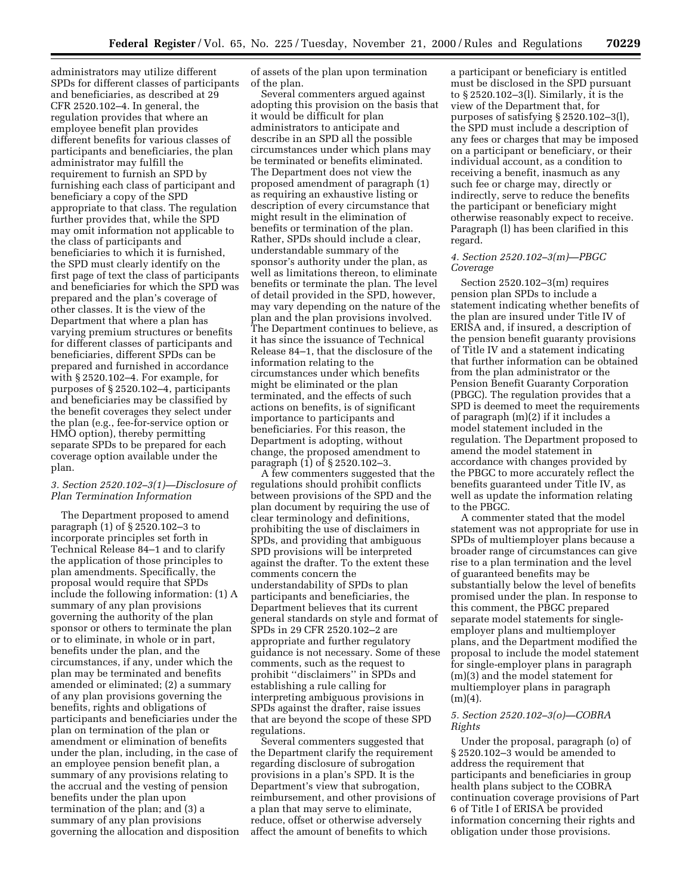administrators may utilize different SPDs for different classes of participants and beneficiaries, as described at 29 CFR 2520.102–4. In general, the regulation provides that where an employee benefit plan provides different benefits for various classes of participants and beneficiaries, the plan administrator may fulfill the requirement to furnish an SPD by furnishing each class of participant and beneficiary a copy of the SPD appropriate to that class. The regulation further provides that, while the SPD may omit information not applicable to the class of participants and beneficiaries to which it is furnished, the SPD must clearly identify on the first page of text the class of participants and beneficiaries for which the SPD was prepared and the plan's coverage of other classes. It is the view of the Department that where a plan has varying premium structures or benefits for different classes of participants and beneficiaries, different SPDs can be prepared and furnished in accordance with § 2520.102–4. For example, for purposes of § 2520.102–4, participants and beneficiaries may be classified by the benefit coverages they select under the plan (e.g., fee-for-service option or HMO option), thereby permitting separate SPDs to be prepared for each coverage option available under the plan.

### *3. Section 2520.102–3(l)—Disclosure of Plan Termination Information*

The Department proposed to amend paragraph (l) of § 2520.102–3 to incorporate principles set forth in Technical Release 84–1 and to clarify the application of those principles to plan amendments. Specifically, the proposal would require that SPDs include the following information: (1) A summary of any plan provisions governing the authority of the plan sponsor or others to terminate the plan or to eliminate, in whole or in part, benefits under the plan, and the circumstances, if any, under which the plan may be terminated and benefits amended or eliminated; (2) a summary of any plan provisions governing the benefits, rights and obligations of participants and beneficiaries under the plan on termination of the plan or amendment or elimination of benefits under the plan, including, in the case of an employee pension benefit plan, a summary of any provisions relating to the accrual and the vesting of pension benefits under the plan upon termination of the plan; and (3) a summary of any plan provisions governing the allocation and disposition of assets of the plan upon termination of the plan.

Several commenters argued against adopting this provision on the basis that it would be difficult for plan administrators to anticipate and describe in an SPD all the possible circumstances under which plans may be terminated or benefits eliminated. The Department does not view the proposed amendment of paragraph (l) as requiring an exhaustive listing or description of every circumstance that might result in the elimination of benefits or termination of the plan. Rather, SPDs should include a clear, understandable summary of the sponsor's authority under the plan, as well as limitations thereon, to eliminate benefits or terminate the plan. The level of detail provided in the SPD, however, may vary depending on the nature of the plan and the plan provisions involved. The Department continues to believe, as it has since the issuance of Technical Release 84–1, that the disclosure of the information relating to the circumstances under which benefits might be eliminated or the plan terminated, and the effects of such actions on benefits, is of significant importance to participants and beneficiaries. For this reason, the Department is adopting, without change, the proposed amendment to paragraph (l) of § 2520.102–3.

A few commenters suggested that the regulations should prohibit conflicts between provisions of the SPD and the plan document by requiring the use of clear terminology and definitions, prohibiting the use of disclaimers in SPDs, and providing that ambiguous SPD provisions will be interpreted against the drafter. To the extent these comments concern the understandability of SPDs to plan participants and beneficiaries, the Department believes that its current general standards on style and format of SPDs in 29 CFR 2520.102–2 are appropriate and further regulatory guidance is not necessary. Some of these comments, such as the request to prohibit ''disclaimers'' in SPDs and establishing a rule calling for interpreting ambiguous provisions in SPDs against the drafter, raise issues that are beyond the scope of these SPD regulations.

Several commenters suggested that the Department clarify the requirement regarding disclosure of subrogation provisions in a plan's SPD. It is the Department's view that subrogation, reimbursement, and other provisions of a plan that may serve to eliminate, reduce, offset or otherwise adversely affect the amount of benefits to which a participant or beneficiary is entitled must be disclosed in the SPD pursuant to § 2520.102–3(l). Similarly, it is the view of the Department that, for purposes of satisfying § 2520.102–3(l), the SPD must include a description of any fees or charges that may be imposed on a participant or beneficiary, or their individual account, as a condition to receiving a benefit, inasmuch as any such fee or charge may, directly or indirectly, serve to reduce the benefits the participant or beneficiary might otherwise reasonably expect to receive. Paragraph (l) has been clarified in this regard.

### *4. Section 2520.102–3(m)—PBGC Coverage*

Section 2520.102–3(m) requires pension plan SPDs to include a statement indicating whether benefits of the plan are insured under Title IV of ERISA and, if insured, a description of the pension benefit guaranty provisions of Title IV and a statement indicating that further information can be obtained from the plan administrator or the Pension Benefit Guaranty Corporation (PBGC). The regulation provides that a SPD is deemed to meet the requirements of paragraph (m)(2) if it includes a model statement included in the regulation. The Department proposed to amend the model statement in accordance with changes provided by the PBGC to more accurately reflect the benefits guaranteed under Title IV, as well as update the information relating to the PBGC.

A commenter stated that the model statement was not appropriate for use in SPDs of multiemployer plans because a broader range of circumstances can give rise to a plan termination and the level of guaranteed benefits may be substantially below the level of benefits promised under the plan. In response to this comment, the PBGC prepared separate model statements for single-employer plans and multiemployer plans, and the Department modified the proposal to include the model statement for single-employer plans in paragraph (m)(3) and the model statement for multiemployer plans in paragraph (m)(4).

### *5. Section 2520.102–3(o)—COBRA Rights*

Under the proposal, paragraph (o) of § 2520.102–3 would be amended to address the requirement that participants and beneficiaries in group health plans subject to the COBRA continuation coverage provisions of Part 6 of Title I of ERISA be provided information concerning their rights and obligation under those provisions.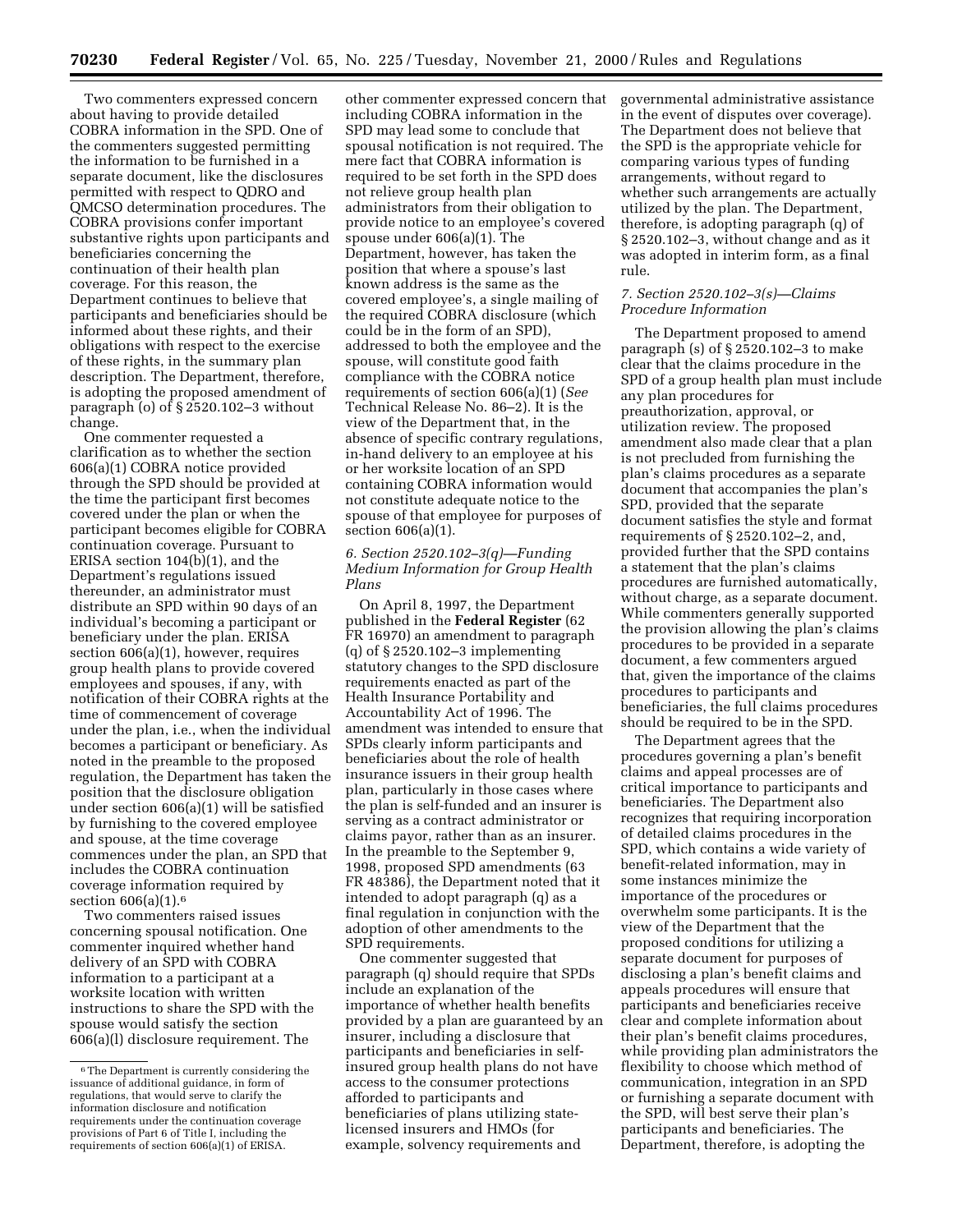Two commenters expressed concern about having to provide detailed COBRA information in the SPD. One of the commenters suggested permitting the information to be furnished in a separate document, like the disclosures permitted with respect to QDRO and QMCSO determination procedures. The COBRA provisions confer important substantive rights upon participants and beneficiaries concerning the continuation of their health plan coverage. For this reason, the Department continues to believe that participants and beneficiaries should be informed about these rights, and their obligations with respect to the exercise of these rights, in the summary plan description. The Department, therefore, is adopting the proposed amendment of paragraph (o) of § 2520.102–3 without change.

One commenter requested a clarification as to whether the section 606(a)(1) COBRA notice provided through the SPD should be provided at the time the participant first becomes covered under the plan or when the participant becomes eligible for COBRA continuation coverage. Pursuant to ERISA section 104(b)(1), and the Department's regulations issued thereunder, an administrator must distribute an SPD within 90 days of an individual's becoming a participant or beneficiary under the plan. ERISA section 606(a)(1), however, requires group health plans to provide covered employees and spouses, if any, with notification of their COBRA rights at the time of commencement of coverage under the plan, i.e., when the individual becomes a participant or beneficiary. As noted in the preamble to the proposed regulation, the Department has taken the position that the disclosure obligation under section 606(a)(1) will be satisfied by furnishing to the covered employee and spouse, at the time coverage commences under the plan, an SPD that includes the COBRA continuation coverage information required by section 606(a)(1).[6]

Two commenters raised issues concerning spousal notification. One commenter inquired whether hand delivery of an SPD with COBRA information to a participant at a worksite location with written instructions to share the SPD with the spouse would satisfy the section 606(a)(l) disclosure requirement. The other commenter expressed concern that including COBRA information in the SPD may lead some to conclude that spousal notification is not required. The mere fact that COBRA information is required to be set forth in the SPD does not relieve group health plan administrators from their obligation to provide notice to an employee's covered spouse under 606(a)(1). The Department, however, has taken the position that where a spouse's last known address is the same as the covered employee's, a single mailing of the required COBRA disclosure (which could be in the form of an SPD), addressed to both the employee and the spouse, will constitute good faith compliance with the COBRA notice requirements of section 606(a)(1) (*See* Technical Release No. 86–2). It is the view of the Department that, in the absence of specific contrary regulations, in-hand delivery to an employee at his or her worksite location of an SPD containing COBRA information would not constitute adequate notice to the spouse of that employee for purposes of section 606(a)(1).

### *6. Section 2520.102–3(q)—Funding Medium Information for Group Health Plans*

On April 8, 1997, the Department published in the **Federal Register** (62 FR 16970) an amendment to paragraph (q) of § 2520.102–3 implementing statutory changes to the SPD disclosure requirements enacted as part of the Health Insurance Portability and Accountability Act of 1996. The amendment was intended to ensure that SPDs clearly inform participants and beneficiaries about the role of health insurance issuers in their group health plan, particularly in those cases where the plan is self-funded and an insurer is serving as a contract administrator or claims payor, rather than as an insurer. In the preamble to the September 9, 1998, proposed SPD amendments (63 FR 48386), the Department noted that it intended to adopt paragraph (q) as a final regulation in conjunction with the adoption of other amendments to the SPD requirements.

One commenter suggested that paragraph (q) should require that SPDs include an explanation of the importance of whether health benefits provided by a plan are guaranteed by an insurer, including a disclosure that participants and beneficiaries in self-insured group health plans do not have access to the consumer protections afforded to participants and beneficiaries of plans utilizing state-licensed insurers and HMOs (for example, solvency requirements and governmental administrative assistance in the event of disputes over coverage). The Department does not believe that the SPD is the appropriate vehicle for comparing various types of funding arrangements, without regard to whether such arrangements are actually utilized by the plan. The Department, therefore, is adopting paragraph (q) of § 2520.102–3, without change and as it was adopted in interim form, as a final rule.

### *7. Section 2520.102–3(s)—Claims Procedure Information*

The Department proposed to amend paragraph (s) of § 2520.102–3 to make clear that the claims procedure in the SPD of a group health plan must include any plan procedures for preauthorization, approval, or utilization review. The proposed amendment also made clear that a plan is not precluded from furnishing the plan's claims procedures as a separate document that accompanies the plan's SPD, provided that the separate document satisfies the style and format requirements of § 2520.102–2, and, provided further that the SPD contains a statement that the plan's claims procedures are furnished automatically, without charge, as a separate document. While commenters generally supported the provision allowing the plan's claims procedures to be provided in a separate document, a few commenters argued that, given the importance of the claims procedures to participants and beneficiaries, the full claims procedures should be required to be in the SPD.

The Department agrees that the procedures governing a plan's benefit claims and appeal processes are of critical importance to participants and beneficiaries. The Department also recognizes that requiring incorporation of detailed claims procedures in the SPD, which contains a wide variety of benefit-related information, may in some instances minimize the importance of the procedures or overwhelm some participants. It is the view of the Department that the proposed conditions for utilizing a separate document for purposes of disclosing a plan's benefit claims and appeals procedures will ensure that participants and beneficiaries receive clear and complete information about their plan's benefit claims procedures, while providing plan administrators the flexibility to choose which method of communication, integration in an SPD or furnishing a separate document with the SPD, will best serve their plan's participants and beneficiaries. The Department, therefore, is adopting the

[6] The Department is currently considering the issuance of additional guidance, in form of regulations, that would serve to clarify the information disclosure and notification requirements under the continuation coverage provisions of Part 6 of Title I, including the requirements of section 606(a)(1) of ERISA.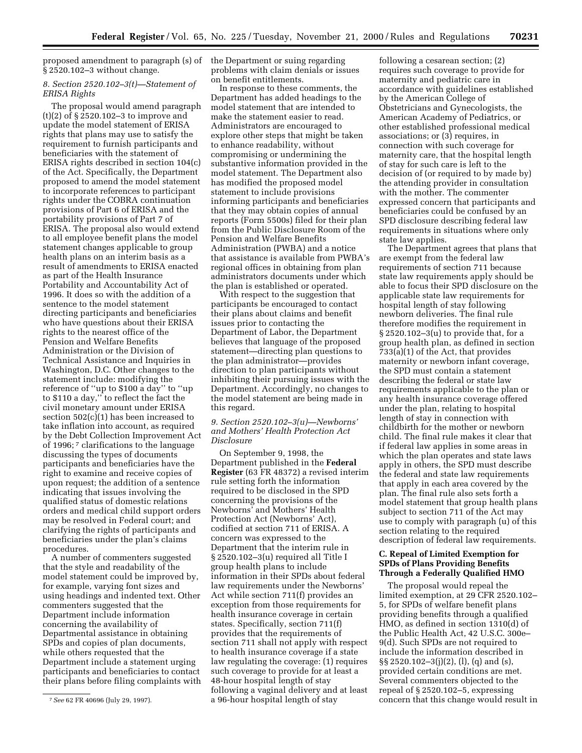proposed amendment to paragraph (s) of § 2520.102–3 without change.

*8. Section 2520.102–3(t)—Statement of ERISA Rights*

The proposal would amend paragraph (t)(2) of § 2520.102–3 to improve and update the model statement of ERISA rights that plans may use to satisfy the requirement to furnish participants and beneficiaries with the statement of ERISA rights described in section 104(c) of the Act. Specifically, the Department proposed to amend the model statement to incorporate references to participant rights under the COBRA continuation provisions of Part 6 of ERISA and the portability provisions of Part 7 of ERISA. The proposal also would extend to all employee benefit plans the model statement changes applicable to group health plans on an interim basis as a result of amendments to ERISA enacted as part of the Health Insurance Portability and Accountability Act of 1996. It does so with the addition of a sentence to the model statement directing participants and beneficiaries who have questions about their ERISA rights to the nearest office of the Pension and Welfare Benefits Administration or the Division of Technical Assistance and Inquiries in Washington, D.C. Other changes to the statement include: modifying the reference of ''up to $100 a day'' to ''up to $110 a day,'' to reflect the fact the civil monetary amount under ERISA section 502(c)(1) has been increased to take inflation into account, as required by the Debt Collection Improvement Act of 1996;[7] clarifications to the language discussing the types of documents participants and beneficiaries have the right to examine and receive copies of upon request; the addition of a sentence indicating that issues involving the qualified status of domestic relations orders and medical child support orders may be resolved in Federal court; and clarifying the rights of participants and beneficiaries under the plan's claims procedures.

A number of commenters suggested that the style and readability of the model statement could be improved by, for example, varying font sizes and using headings and indented text. Other commenters suggested that the Department include information concerning the availability of Departmental assistance in obtaining SPDs and copies of plan documents, while others requested that the Department include a statement urging participants and beneficiaries to contact their plans before filing complaints with the Department or suing regarding problems with claim denials or issues on benefit entitlements.

In response to these comments, the Department has added headings to the model statement that are intended to make the statement easier to read. Administrators are encouraged to explore other steps that might be taken to enhance readability, without compromising or undermining the substantive information provided in the model statement. The Department also has modified the proposed model statement to include provisions informing participants and beneficiaries that they may obtain copies of annual reports (Form 5500s) filed for their plan from the Public Disclosure Room of the Pension and Welfare Benefits Administration (PWBA) and a notice that assistance is available from PWBA's regional offices in obtaining from plan administrators documents under which the plan is established or operated.

With respect to the suggestion that participants be encouraged to contact their plans about claims and benefit issues prior to contacting the Department of Labor, the Department believes that language of the proposed statement—directing plan questions to the plan administrator—provides direction to plan participants without inhibiting their pursuing issues with the Department. Accordingly, no changes to the model statement are being made in this regard.

*9. Section 2520.102–3(u)—Newborns' and Mothers' Health Protection Act Disclosure*

On September 9, 1998, the Department published in the **Federal Register** (63 FR 48372) a revised interim rule setting forth the information required to be disclosed in the SPD concerning the provisions of the Newborns' and Mothers' Health Protection Act (Newborns' Act), codified at section 711 of ERISA. A concern was expressed to the Department that the interim rule in § 2520.102–3(u) required all Title I group health plans to include information in their SPDs about federal law requirements under the Newborns' Act while section 711(f) provides an exception from those requirements for health insurance coverage in certain states. Specifically, section 711(f) provides that the requirements of section 711 shall not apply with respect to health insurance coverage if a state law regulating the coverage: (1) requires such coverage to provide for at least a 48-hour hospital length of stay following a vaginal delivery and at least a 96-hour hospital length of stay following a cesarean section; (2) requires such coverage to provide for maternity and pediatric care in accordance with guidelines established by the American College of Obstetricians and Gynecologists, the American Academy of Pediatrics, or other established professional medical associations; or (3) requires, in connection with such coverage for maternity care, that the hospital length of stay for such care is left to the decision of (or required to by made by) the attending provider in consultation with the mother. The commenter expressed concern that participants and beneficiaries could be confused by an SPD disclosure describing federal law requirements in situations where only state law applies.

The Department agrees that plans that are exempt from the federal law requirements of section 711 because state law requirements apply should be able to focus their SPD disclosure on the applicable state law requirements for hospital length of stay following newborn deliveries. The final rule therefore modifies the requirement in § 2520.102–3(u) to provide that, for a group health plan, as defined in section 733(a)(1) of the Act, that provides maternity or newborn infant coverage, the SPD must contain a statement describing the federal or state law requirements applicable to the plan or any health insurance coverage offered under the plan, relating to hospital length of stay in connection with childbirth for the mother or newborn child. The final rule makes it clear that if federal law applies in some areas in which the plan operates and state laws apply in others, the SPD must describe the federal and state law requirements that apply in each area covered by the plan. The final rule also sets forth a model statement that group health plans subject to section 711 of the Act may use to comply with paragraph (u) of this section relating to the required description of federal law requirements.

### C. Repeal of Limited Exemption for SPDs of Plans Providing Benefits Through a Federally Qualified HMO

The proposal would repeal the limited exemption, at 29 CFR 2520.102–5, for SPDs of welfare benefit plans providing benefits through a qualified HMO, as defined in section 1310(d) of the Public Health Act, 42 U.S.C. 300e–9(d). Such SPDs are not required to include the information described in §§ 2520.102–3(j)(2), (l), (q) and (s), provided certain conditions are met. Several commenters objected to the repeal of § 2520.102–5, expressing concern that this change would result in

[7] *See* 62 FR 40696 (July 29, 1997).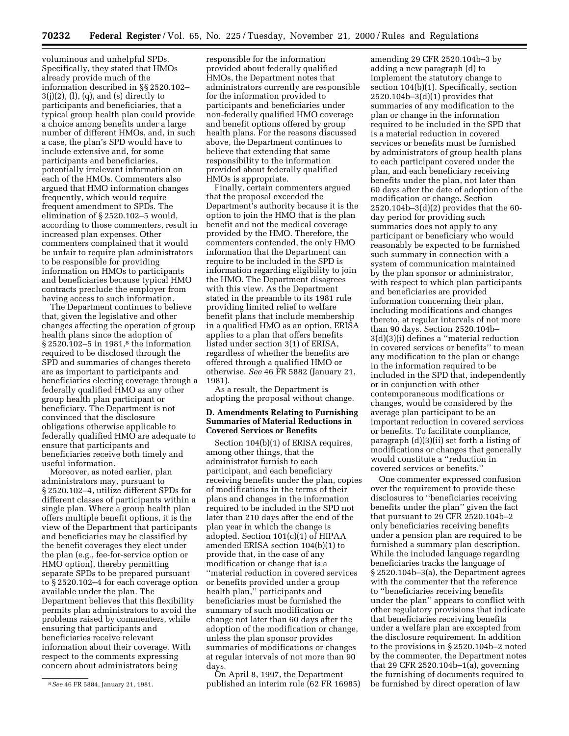voluminous and unhelpful SPDs. Specifically, they stated that HMOs already provide much of the information described in §§ 2520.102–3(j)(2), (l), (q), and (s) directly to participants and beneficiaries, that a typical group health plan could provide a choice among benefits under a large number of different HMOs, and, in such a case, the plan's SPD would have to include extensive and, for some participants and beneficiaries, potentially irrelevant information on each of the HMOs. Commenters also argued that HMO information changes frequently, which would require frequent amendment to SPDs. The elimination of § 2520.102–5 would, according to those commenters, result in increased plan expenses. Other commenters complained that it would be unfair to require plan administrators to be responsible for providing information on HMOs to participants and beneficiaries because typical HMO contracts preclude the employer from having access to such information.

The Department continues to believe that, given the legislative and other changes affecting the operation of group health plans since the adoption of § 2520.102–5 in 1981,[8] the information required to be disclosed through the SPD and summaries of changes thereto are as important to participants and beneficiaries electing coverage through a federally qualified HMO as any other group health plan participant or beneficiary. The Department is not convinced that the disclosure obligations otherwise applicable to federally qualified HMO are adequate to ensure that participants and beneficiaries receive both timely and useful information.

Moreover, as noted earlier, plan administrators may, pursuant to § 2520.102–4, utilize different SPDs for different classes of participants within a single plan. Where a group health plan offers multiple benefit options, it is the view of the Department that participants and beneficiaries may be classified by the benefit coverages they elect under the plan (e.g., fee-for-service option or HMO option), thereby permitting separate SPDs to be prepared pursuant to § 2520.102–4 for each coverage option available under the plan. The Department believes that this flexibility permits plan administrators to avoid the problems raised by commenters, while ensuring that participants and beneficiaries receive relevant information about their coverage. With respect to the comments expressing concern about administrators being responsible for the information provided about federally qualified HMOs, the Department notes that administrators currently are responsible for the information provided to participants and beneficiaries under non-federally qualified HMO coverage and benefit options offered by group health plans. For the reasons discussed above, the Department continues to believe that extending that same responsibility to the information provided about federally qualified HMOs is appropriate.

Finally, certain commenters argued that the proposal exceeded the Department's authority because it is the option to join the HMO that is the plan benefit and not the medical coverage provided by the HMO. Therefore, the commenters contended, the only HMO information that the Department can require to be included in the SPD is information regarding eligibility to join the HMO. The Department disagrees with this view. As the Department stated in the preamble to its 1981 rule providing limited relief to welfare benefit plans that include membership in a qualified HMO as an option, ERISA applies to a plan that offers benefits listed under section 3(1) of ERISA, regardless of whether the benefits are offered through a qualified HMO or otherwise. *See* 46 FR 5882 (January 21, 1981).

As a result, the Department is adopting the proposal without change.

### D. Amendments Relating to Furnishing Summaries of Material Reductions in Covered Services or Benefits

Section 104(b)(1) of ERISA requires, among other things, that the administrator furnish to each participant, and each beneficiary receiving benefits under the plan, copies of modifications in the terms of their plans and changes in the information required to be included in the SPD not later than 210 days after the end of the plan year in which the change is adopted. Section 101(c)(1) of HIPAA amended ERISA section 104(b)(1) to provide that, in the case of any modification or change that is a "material reduction in covered services or benefits provided under a group health plan," participants and beneficiaries must be furnished the summary of such modification or change not later than 60 days after the adoption of the modification or change, unless the plan sponsor provides summaries of modifications or changes at regular intervals of not more than 90 days.

On April 8, 1997, the Department published an interim rule (62 FR 16985) amending 29 CFR 2520.104b–3 by adding a new paragraph (d) to implement the statutory change to section 104(b)(1). Specifically, section 2520.104b–3(d)(1) provides that summaries of any modification to the plan or change in the information required to be included in the SPD that is a material reduction in covered services or benefits must be furnished by administrators of group health plans to each participant covered under the plan, and each beneficiary receiving benefits under the plan, not later than 60 days after the date of adoption of the modification or change. Section 2520.104b–3(d)(2) provides that the 60-day period for providing such summaries does not apply to any participant or beneficiary who would reasonably be expected to be furnished such summary in connection with a system of communication maintained by the plan sponsor or administrator, with respect to which plan participants and beneficiaries are provided information concerning their plan, including modifications and changes thereto, at regular intervals of not more than 90 days. Section 2520.104b–3(d)(3)(i) defines a "material reduction in covered services or benefits" to mean any modification to the plan or change in the information required to be included in the SPD that, independently or in conjunction with other contemporaneous modifications or changes, would be considered by the average plan participant to be an important reduction in covered services or benefits. To facilitate compliance, paragraph (d)(3)(ii) set forth a listing of modifications or changes that generally would constitute a "reduction in covered services or benefits."

One commenter expressed confusion over the requirement to provide these disclosures to "beneficiaries receiving benefits under the plan" given the fact that pursuant to 29 CFR 2520.104b–2 only beneficiaries receiving benefits under a pension plan are required to be furnished a summary plan description. While the included language regarding beneficiaries tracks the language of § 2520.104b–3(a), the Department agrees with the commenter that the reference to "beneficiaries receiving benefits under the plan" appears to conflict with other regulatory provisions that indicate that beneficiaries receiving benefits under a welfare plan are excepted from the disclosure requirement. In addition to the provisions in § 2520.104b–2 noted by the commenter, the Department notes that 29 CFR 2520.104b–1(a), governing the furnishing of documents required to be furnished by direct operation of law

[8] *See* 46 FR 5884, January 21, 1981.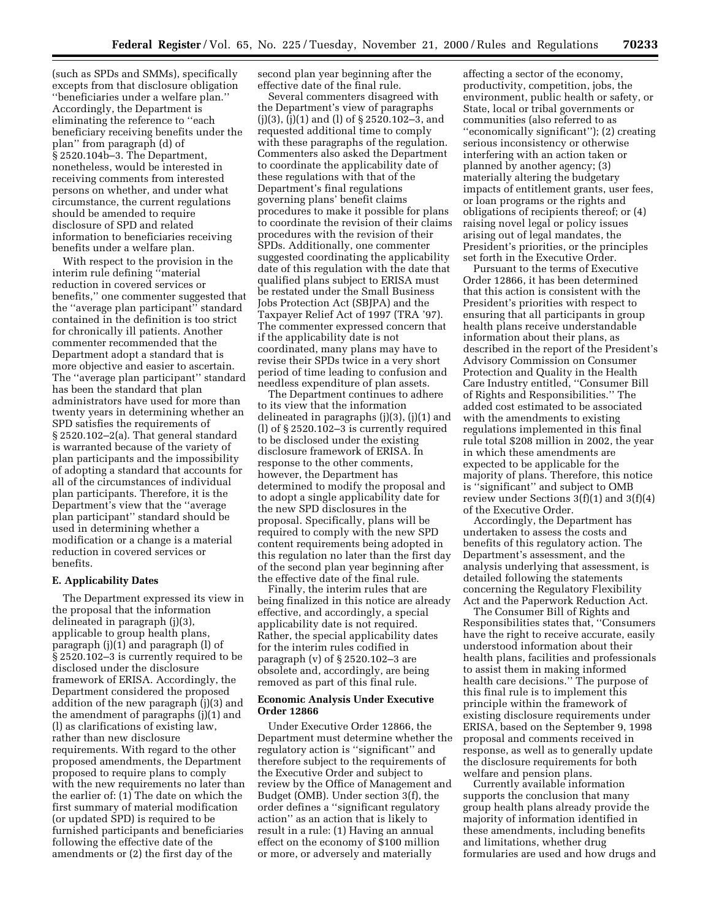(such as SPDs and SMMs), specifically excepts from that disclosure obligation ''beneficiaries under a welfare plan.'' Accordingly, the Department is eliminating the reference to ''each beneficiary receiving benefits under the plan'' from paragraph (d) of § 2520.104b–3. The Department, nonetheless, would be interested in receiving comments from interested persons on whether, and under what circumstance, the current regulations should be amended to require disclosure of SPD and related information to beneficiaries receiving benefits under a welfare plan.

With respect to the provision in the interim rule defining ''material reduction in covered services or benefits,'' one commenter suggested that the ''average plan participant'' standard contained in the definition is too strict for chronically ill patients. Another commenter recommended that the Department adopt a standard that is more objective and easier to ascertain. The ''average plan participant'' standard has been the standard that plan administrators have used for more than twenty years in determining whether an SPD satisfies the requirements of § 2520.102–2(a). That general standard is warranted because of the variety of plan participants and the impossibility of adopting a standard that accounts for all of the circumstances of individual plan participants. Therefore, it is the Department's view that the ''average plan participant'' standard should be used in determining whether a modification or a change is a material reduction in covered services or benefits.

### E. Applicability Dates

The Department expressed its view in the proposal that the information delineated in paragraph (j)(3), applicable to group health plans, paragraph (j)(1) and paragraph (l) of § 2520.102–3 is currently required to be disclosed under the disclosure framework of ERISA. Accordingly, the Department considered the proposed addition of the new paragraph (j)(3) and the amendment of paragraphs (j)(1) and (l) as clarifications of existing law, rather than new disclosure requirements. With regard to the other proposed amendments, the Department proposed to require plans to comply with the new requirements no later than the earlier of: (1) The date on which the first summary of material modification (or updated SPD) is required to be furnished participants and beneficiaries following the effective date of the amendments or (2) the first day of the second plan year beginning after the effective date of the final rule.

Several commenters disagreed with the Department's view of paragraphs (j)(3), (j)(1) and (l) of § 2520.102–3, and requested additional time to comply with these paragraphs of the regulation. Commenters also asked the Department to coordinate the applicability date of these regulations with that of the Department's final regulations governing plans' benefit claims procedures to make it possible for plans to coordinate the revision of their claims procedures with the revision of their SPDs. Additionally, one commenter suggested coordinating the applicability date of this regulation with the date that qualified plans subject to ERISA must be restated under the Small Business Jobs Protection Act (SBJPA) and the Taxpayer Relief Act of 1997 (TRA '97). The commenter expressed concern that if the applicability date is not coordinated, many plans may have to revise their SPDs twice in a very short period of time leading to confusion and needless expenditure of plan assets.

The Department continues to adhere to its view that the information delineated in paragraphs (j)(3), (j)(1) and (l) of § 2520.102–3 is currently required to be disclosed under the existing disclosure framework of ERISA. In response to the other comments, however, the Department has determined to modify the proposal and to adopt a single applicability date for the new SPD disclosures in the proposal. Specifically, plans will be required to comply with the new SPD content requirements being adopted in this regulation no later than the first day of the second plan year beginning after the effective date of the final rule.

Finally, the interim rules that are being finalized in this notice are already effective, and accordingly, a special applicability date is not required. Rather, the special applicability dates for the interim rules codified in paragraph (v) of § 2520.102–3 are obsolete and, accordingly, are being removed as part of this final rule.

## Economic Analysis Under Executive Order 12866

Under Executive Order 12866, the Department must determine whether the regulatory action is ''significant'' and therefore subject to the requirements of the Executive Order and subject to review by the Office of Management and Budget (OMB). Under section 3(f), the order defines a ''significant regulatory action'' as an action that is likely to result in a rule: (1) Having an annual effect on the economy of $100 million or more, or adversely and materially affecting a sector of the economy, productivity, competition, jobs, the environment, public health or safety, or State, local or tribal governments or communities (also referred to as ''economically significant''); (2) creating serious inconsistency or otherwise interfering with an action taken or planned by another agency; (3) materially altering the budgetary impacts of entitlement grants, user fees, or loan programs or the rights and obligations of recipients thereof; or (4) raising novel legal or policy issues arising out of legal mandates, the President's priorities, or the principles set forth in the Executive Order.

Pursuant to the terms of Executive Order 12866, it has been determined that this action is consistent with the President's priorities with respect to ensuring that all participants in group health plans receive understandable information about their plans, as described in the report of the President's Advisory Commission on Consumer Protection and Quality in the Health Care Industry entitled, ''Consumer Bill of Rights and Responsibilities.'' The added cost estimated to be associated with the amendments to existing regulations implemented in this final rule total $208 million in 2002, the year in which these amendments are expected to be applicable for the majority of plans. Therefore, this notice is ''significant'' and subject to OMB review under Sections 3(f)(1) and 3(f)(4) of the Executive Order.

Accordingly, the Department has undertaken to assess the costs and benefits of this regulatory action. The Department's assessment, and the analysis underlying that assessment, is detailed following the statements concerning the Regulatory Flexibility Act and the Paperwork Reduction Act.

The Consumer Bill of Rights and Responsibilities states that, ''Consumers have the right to receive accurate, easily understood information about their health plans, facilities and professionals to assist them in making informed health care decisions.'' The purpose of this final rule is to implement this principle within the framework of existing disclosure requirements under ERISA, based on the September 9, 1998 proposal and comments received in response, as well as to generally update the disclosure requirements for both welfare and pension plans.

Currently available information supports the conclusion that many group health plans already provide the majority of information identified in these amendments, including benefits and limitations, whether drug formularies are used and how drugs and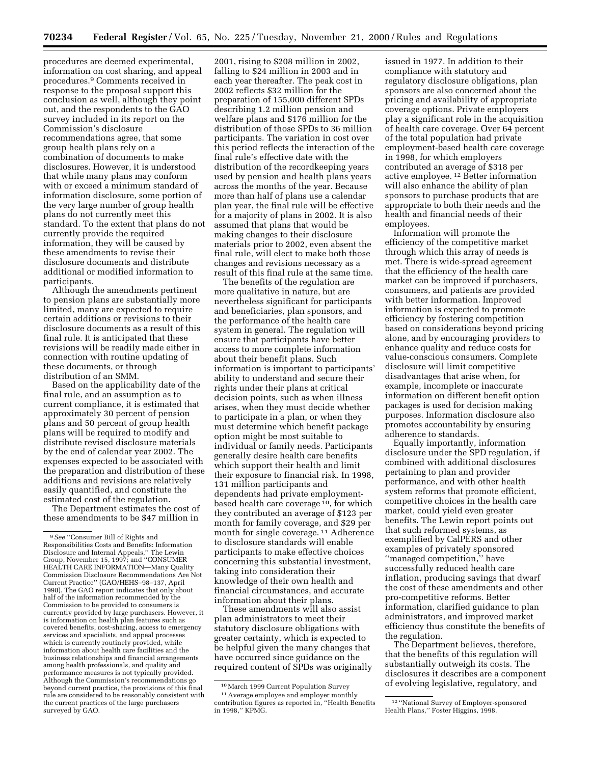procedures are deemed experimental, information on cost sharing, and appeal procedures.[9] Comments received in response to the proposal support this conclusion as well, although they point out, and the respondents to the GAO survey included in its report on the Commission's disclosure recommendations agree, that some group health plans rely on a combination of documents to make disclosures. However, it is understood that while many plans may conform with or exceed a minimum standard of information disclosure, some portion of the very large number of group health plans do not currently meet this standard. To the extent that plans do not currently provide the required information, they will be caused by these amendments to revise their disclosure documents and distribute additional or modified information to participants.

Although the amendments pertinent to pension plans are substantially more limited, many are expected to require certain additions or revisions to their disclosure documents as a result of this final rule. It is anticipated that these revisions will be readily made either in connection with routine updating of these documents, or through distribution of an SMM.

Based on the applicability date of the final rule, and an assumption as to current compliance, it is estimated that approximately 30 percent of pension plans and 50 percent of group health plans will be required to modify and distribute revised disclosure materials by the end of calendar year 2002. The expenses expected to be associated with the preparation and distribution of these additions and revisions are relatively easily quantified, and constitute the estimated cost of the regulation.

The Department estimates the cost of these amendments to be $47 million in 2001, rising to $208 million in 2002, falling to $24 million in 2003 and in each year thereafter. The peak cost in 2002 reflects $32 million for the preparation of 155,000 different SPDs describing 1.2 million pension and welfare plans and $176 million for the distribution of those SPDs to 36 million participants. The variation in cost over this period reflects the interaction of the final rule's effective date with the distribution of the recordkeeping years used by pension and health plans years across the months of the year. Because more than half of plans use a calendar plan year, the final rule will be effective for a majority of plans in 2002. It is also assumed that plans that would be making changes to their disclosure materials prior to 2002, even absent the final rule, will elect to make both those changes and revisions necessary as a result of this final rule at the same time.

The benefits of the regulation are more qualitative in nature, but are nevertheless significant for participants and beneficiaries, plan sponsors, and the performance of the health care system in general. The regulation will ensure that participants have better access to more complete information about their benefit plans. Such information is important to participants' ability to understand and secure their rights under their plans at critical decision points, such as when illness arises, when they must decide whether to participate in a plan, or when they must determine which benefit package option might be most suitable to individual or family needs. Participants generally desire health care benefits which support their health and limit their exposure to financial risk. In 1998, 131 million participants and dependents had private employment-based health care coverage[10], for which they contributed an average of $123 per month for family coverage, and $29 per month for single coverage.[11] Adherence to disclosure standards will enable participants to make effective choices concerning this substantial investment, taking into consideration their knowledge of their own health and financial circumstances, and accurate information about their plans.

These amendments will also assist plan administrators to meet their statutory disclosure obligations with greater certainty, which is expected to be helpful given the many changes that have occurred since guidance on the required content of SPDs was originally issued in 1977. In addition to their compliance with statutory and regulatory disclosure obligations, plan sponsors are also concerned about the pricing and availability of appropriate coverage options. Private employers play a significant role in the acquisition of health care coverage. Over 64 percent of the total population had private employment-based health care coverage in 1998, for which employers contributed an average of $318 per active employee.[12] Better information will also enhance the ability of plan sponsors to purchase products that are appropriate to both their needs and the health and financial needs of their employees.

Information will promote the efficiency of the competitive market through which this array of needs is met. There is wide-spread agreement that the efficiency of the health care market can be improved if purchasers, consumers, and patients are provided with better information. Improved information is expected to promote efficiency by fostering competition based on considerations beyond pricing alone, and by encouraging providers to enhance quality and reduce costs for value-conscious consumers. Complete disclosure will limit competitive disadvantages that arise when, for example, incomplete or inaccurate information on different benefit option packages is used for decision making purposes. Information disclosure also promotes accountability by ensuring adherence to standards.

Equally importantly, information disclosure under the SPD regulation, if combined with additional disclosures pertaining to plan and provider performance, and with other health system reforms that promote efficient, competitive choices in the health care market, could yield even greater benefits. The Lewin report points out that such reformed systems, as exemplified by CalPERS and other examples of privately sponsored "managed competition," have successfully reduced health care inflation, producing savings that dwarf the cost of these amendments and other pro-competitive reforms. Better information, clarified guidance to plan administrators, and improved market efficiency thus constitute the benefits of the regulation.

The Department believes, therefore, that the benefits of this regulation will substantially outweigh its costs. The disclosures it describes are a component of evolving legislative, regulatory, and

---

[9] *See* "Consumer Bill of Rights and Responsibilities Costs and Benefits: Information Disclosure and Internal Appeals," The Lewin Group, November 15, 1997; and "CONSUMER HEALTH CARE INFORMATION—Many Quality Commission Disclosure Recommendations Are Not Current Practice" (GAO/HEHS–98–137, April 1998). The GAO report indicates that only about half of the information recommended by the Commission to be provided to consumers is currently provided by large purchasers. However, it is information on health plan features such as covered benefits, cost-sharing, access to emergency services and specialists, and appeal processes which is currently routinely provided, while information about health care facilities and the business relationships and financial arrangements among health professionals, and quality and performance measures is not typically provided. Although the Commission's recommendations go beyond current practice, the provisions of this final rule are considered to be reasonably consistent with the current practices of the large purchasers surveyed by GAO.

[10] March 1999 Current Population Survey

[11] Average employee and employer monthly contribution figures as reported in, "Health Benefits in 1998," KPMG.

[12] "National Survey of Employer-sponsored Health Plans," Foster Higgins, 1998.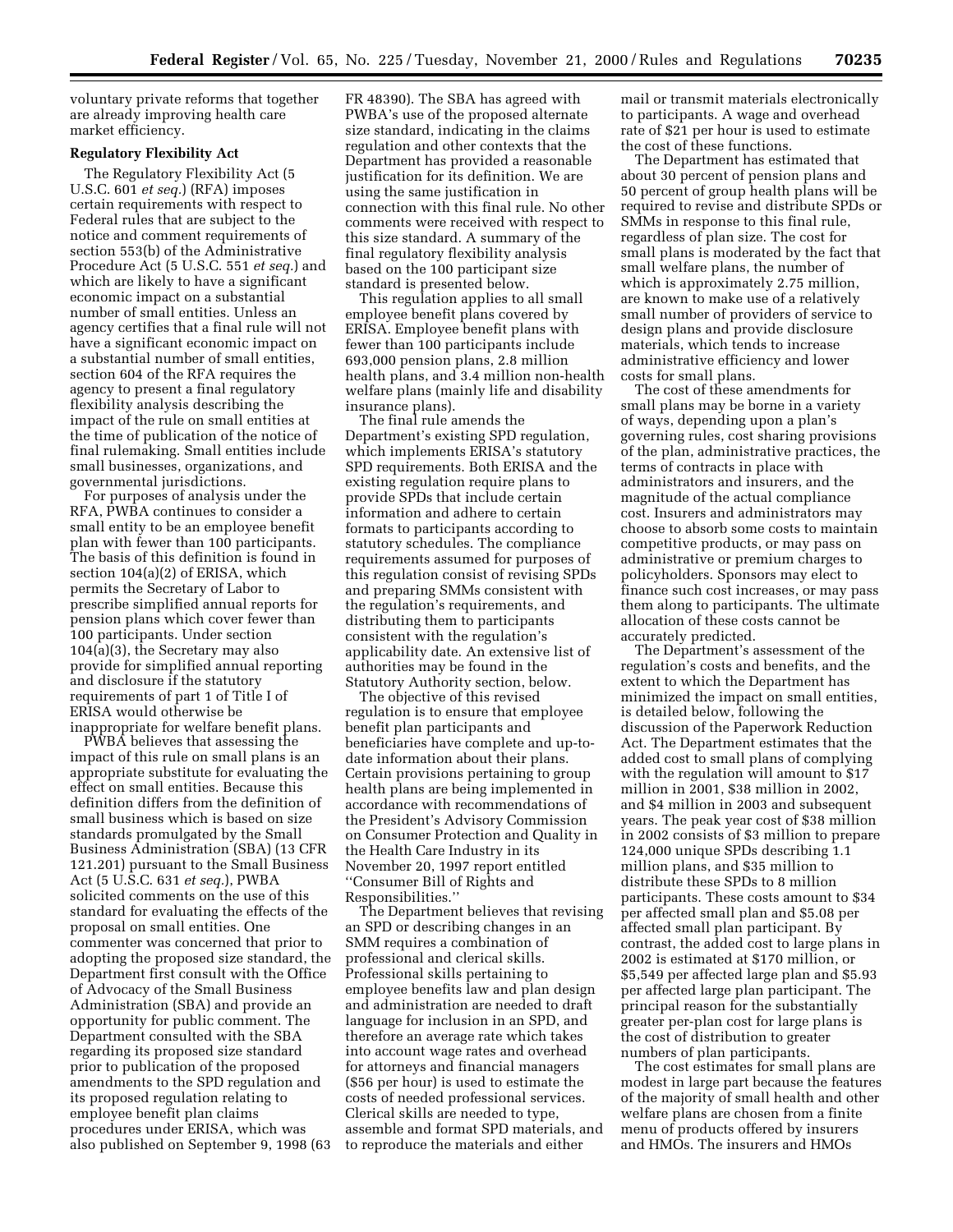voluntary private reforms that together are already improving health care market efficiency.

**Regulatory Flexibility Act**

The Regulatory Flexibility Act (5 U.S.C. 601 *et seq.*) (RFA) imposes certain requirements with respect to Federal rules that are subject to the notice and comment requirements of section 553(b) of the Administrative Procedure Act (5 U.S.C. 551 *et seq.*) and which are likely to have a significant economic impact on a substantial number of small entities. Unless an agency certifies that a final rule will not have a significant economic impact on a substantial number of small entities, section 604 of the RFA requires the agency to present a final regulatory flexibility analysis describing the impact of the rule on small entities at the time of publication of the notice of final rulemaking. Small entities include small businesses, organizations, and governmental jurisdictions.

For purposes of analysis under the RFA, PWBA continues to consider a small entity to be an employee benefit plan with fewer than 100 participants. The basis of this definition is found in section 104(a)(2) of ERISA, which permits the Secretary of Labor to prescribe simplified annual reports for pension plans which cover fewer than 100 participants. Under section 104(a)(3), the Secretary may also provide for simplified annual reporting and disclosure if the statutory requirements of part 1 of Title I of ERISA would otherwise be inappropriate for welfare benefit plans.

PWBA believes that assessing the impact of this rule on small plans is an appropriate substitute for evaluating the effect on small entities. Because this definition differs from the definition of small business which is based on size standards promulgated by the Small Business Administration (SBA) (13 CFR 121.201) pursuant to the Small Business Act (5 U.S.C. 631 *et seq.*), PWBA solicited comments on the use of this standard for evaluating the effects of the proposal on small entities. One commenter was concerned that prior to adopting the proposed size standard, the Department first consult with the Office of Advocacy of the Small Business Administration (SBA) and provide an opportunity for public comment. The Department consulted with the SBA regarding its proposed size standard prior to publication of the proposed amendments to the SPD regulation and its proposed regulation relating to employee benefit plan claims procedures under ERISA, which was also published on September 9, 1998 (63 FR 48390). The SBA has agreed with PWBA's use of the proposed alternate size standard, indicating in the claims regulation and other contexts that the Department has provided a reasonable justification for its definition. We are using the same justification in connection with this final rule. No other comments were received with respect to this size standard. A summary of the final regulatory flexibility analysis based on the 100 participant size standard is presented below.

This regulation applies to all small employee benefit plans covered by ERISA. Employee benefit plans with fewer than 100 participants include 693,000 pension plans, 2.8 million health plans, and 3.4 million non-health welfare plans (mainly life and disability insurance plans).

The final rule amends the Department's existing SPD regulation, which implements ERISA's statutory SPD requirements. Both ERISA and the existing regulation require plans to provide SPDs that include certain information and adhere to certain formats to participants according to statutory schedules. The compliance requirements assumed for purposes of this regulation consist of revising SPDs and preparing SMMs consistent with the regulation's requirements, and distributing them to participants consistent with the regulation's applicability date. An extensive list of authorities may be found in the Statutory Authority section, below.

The objective of this revised regulation is to ensure that employee benefit plan participants and beneficiaries have complete and up-to-date information about their plans. Certain provisions pertaining to group health plans are being implemented in accordance with recommendations of the President's Advisory Commission on Consumer Protection and Quality in the Health Care Industry in its November 20, 1997 report entitled "Consumer Bill of Rights and Responsibilities."

The Department believes that revising an SPD or describing changes in an SMM requires a combination of professional and clerical skills. Professional skills pertaining to employee benefits law and plan design and administration are needed to draft language for inclusion in an SPD, and therefore an average rate which takes into account wage rates and overhead for attorneys and financial managers ($56 per hour) is used to estimate the costs of needed professional services. Clerical skills are needed to type, assemble and format SPD materials, and to reproduce the materials and either mail or transmit materials electronically to participants. A wage and overhead rate of $21 per hour is used to estimate the cost of these functions.

The Department has estimated that about 30 percent of pension plans and 50 percent of group health plans will be required to revise and distribute SPDs or SMMs in response to this final rule, regardless of plan size. The cost for small plans is moderated by the fact that small welfare plans, the number of which is approximately 2.75 million, are known to make use of a relatively small number of providers of service to design plans and provide disclosure materials, which tends to increase administrative efficiency and lower costs for small plans.

The cost of these amendments for small plans may be borne in a variety of ways, depending upon a plan's governing rules, cost sharing provisions of the plan, administrative practices, the terms of contracts in place with administrators and insurers, and the magnitude of the actual compliance cost. Insurers and administrators may choose to absorb some costs to maintain competitive products, or may pass on administrative or premium charges to policyholders. Sponsors may elect to finance such cost increases, or may pass them along to participants. The ultimate allocation of these costs cannot be accurately predicted.

The Department's assessment of the regulation's costs and benefits, and the extent to which the Department has minimized the impact on small entities, is detailed below, following the discussion of the Paperwork Reduction Act. The Department estimates that the added cost to small plans of complying with the regulation will amount to $17 million in 2001, $38 million in 2002, and $4 million in 2003 and subsequent years. The peak year cost of $38 million in 2002 consists of $3 million to prepare 124,000 unique SPDs describing 1.1 million plans, and $35 million to distribute these SPDs to 8 million participants. These costs amount to $34 per affected small plan and $5.08 per affected small plan participant. By contrast, the added cost to large plans in 2002 is estimated at $170 million, or $5,549 per affected large plan and $5.93 per affected large plan participant. The principal reason for the substantially greater per-plan cost for large plans is the cost of distribution to greater numbers of plan participants.

The cost estimates for small plans are modest in large part because the features of the majority of small health and other welfare plans are chosen from a finite menu of products offered by insurers and HMOs. The insurers and HMOs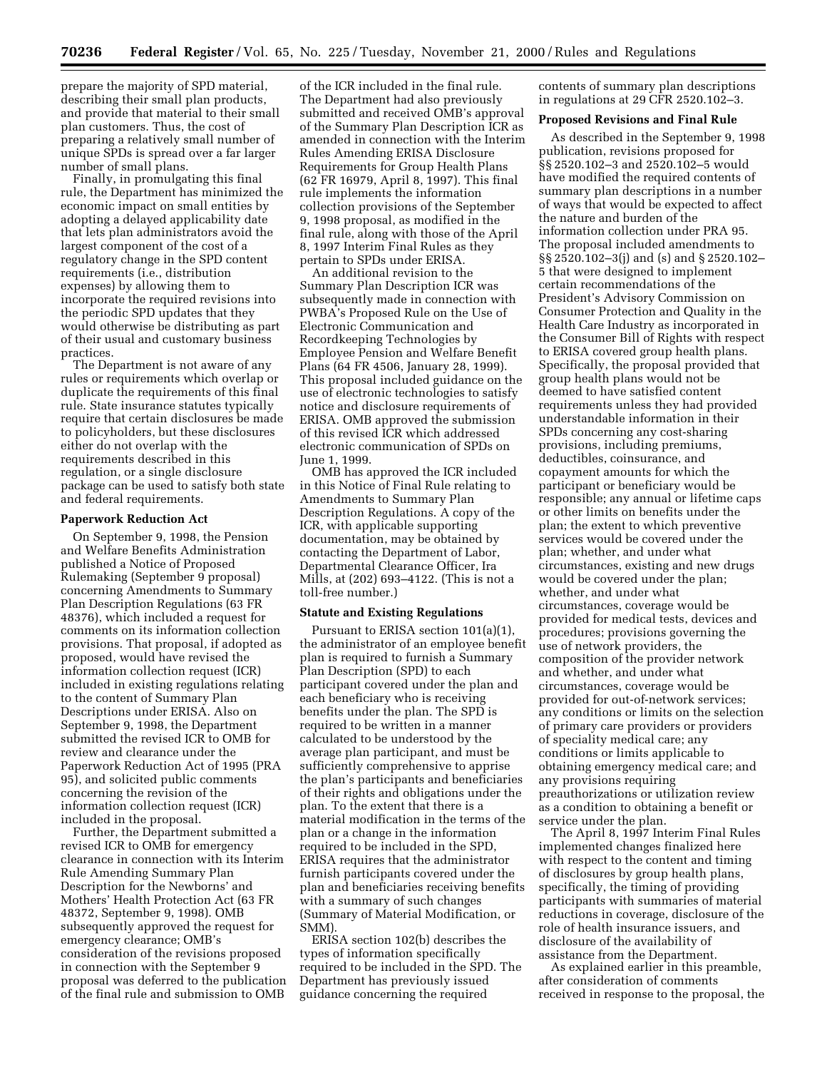prepare the majority of SPD material, describing their small plan products, and provide that material to their small plan customers. Thus, the cost of preparing a relatively small number of unique SPDs is spread over a far larger number of small plans.

Finally, in promulgating this final rule, the Department has minimized the economic impact on small entities by adopting a delayed applicability date that lets plan administrators avoid the largest component of the cost of a regulatory change in the SPD content requirements (i.e., distribution expenses) by allowing them to incorporate the required revisions into the periodic SPD updates that they would otherwise be distributing as part of their usual and customary business practices.

The Department is not aware of any rules or requirements which overlap or duplicate the requirements of this final rule. State insurance statutes typically require that certain disclosures be made to policyholders, but these disclosures either do not overlap with the requirements described in this regulation, or a single disclosure package can be used to satisfy both state and federal requirements.

**Paperwork Reduction Act**

On September 9, 1998, the Pension and Welfare Benefits Administration published a Notice of Proposed Rulemaking (September 9 proposal) concerning Amendments to Summary Plan Description Regulations (63 FR 48376), which included a request for comments on its information collection provisions. That proposal, if adopted as proposed, would have revised the information collection request (ICR) included in existing regulations relating to the content of Summary Plan Descriptions under ERISA. Also on September 9, 1998, the Department submitted the revised ICR to OMB for review and clearance under the Paperwork Reduction Act of 1995 (PRA 95), and solicited public comments concerning the revision of the information collection request (ICR) included in the proposal.

Further, the Department submitted a revised ICR to OMB for emergency clearance in connection with its Interim Rule Amending Summary Plan Description for the Newborns' and Mothers' Health Protection Act (63 FR 48372, September 9, 1998). OMB subsequently approved the request for emergency clearance; OMB's consideration of the revisions proposed in connection with the September 9 proposal was deferred to the publication of the final rule and submission to OMB of the ICR included in the final rule. The Department had also previously submitted and received OMB's approval of the Summary Plan Description ICR as amended in connection with the Interim Rules Amending ERISA Disclosure Requirements for Group Health Plans (62 FR 16979, April 8, 1997). This final rule implements the information collection provisions of the September 9, 1998 proposal, as modified in the final rule, along with those of the April 8, 1997 Interim Final Rules as they pertain to SPDs under ERISA.

An additional revision to the Summary Plan Description ICR was subsequently made in connection with PWBA's Proposed Rule on the Use of Electronic Communication and Recordkeeping Technologies by Employee Pension and Welfare Benefit Plans (64 FR 4506, January 28, 1999). This proposal included guidance on the use of electronic technologies to satisfy notice and disclosure requirements of ERISA. OMB approved the submission of this revised ICR which addressed electronic communication of SPDs on June 1, 1999.

OMB has approved the ICR included in this Notice of Final Rule relating to Amendments to Summary Plan Description Regulations. A copy of the ICR, with applicable supporting documentation, may be obtained by contacting the Department of Labor, Departmental Clearance Officer, Ira Mills, at (202) 693–4122. (This is not a toll-free number.)

**Statute and Existing Regulations**

Pursuant to ERISA section 101(a)(1), the administrator of an employee benefit plan is required to furnish a Summary Plan Description (SPD) to each participant covered under the plan and each beneficiary who is receiving benefits under the plan. The SPD is required to be written in a manner calculated to be understood by the average plan participant, and must be sufficiently comprehensive to apprise the plan's participants and beneficiaries of their rights and obligations under the plan. To the extent that there is a material modification in the terms of the plan or a change in the information required to be included in the SPD, ERISA requires that the administrator furnish participants covered under the plan and beneficiaries receiving benefits with a summary of such changes (Summary of Material Modification, or SMM).

ERISA section 102(b) describes the types of information specifically required to be included in the SPD. The Department has previously issued guidance concerning the required contents of summary plan descriptions in regulations at 29 CFR 2520.102–3.

**Proposed Revisions and Final Rule**

As described in the September 9, 1998 publication, revisions proposed for §§ 2520.102–3 and 2520.102–5 would have modified the required contents of summary plan descriptions in a number of ways that would be expected to affect the nature and burden of the information collection under PRA 95. The proposal included amendments to §§ 2520.102–3(j) and (s) and § 2520.102–5 that were designed to implement certain recommendations of the President's Advisory Commission on Consumer Protection and Quality in the Health Care Industry as incorporated in the Consumer Bill of Rights with respect to ERISA covered group health plans. Specifically, the proposal provided that group health plans would not be deemed to have satisfied content requirements unless they had provided understandable information in their SPDs concerning any cost-sharing provisions, including premiums, deductibles, coinsurance, and copayment amounts for which the participant or beneficiary would be responsible; any annual or lifetime caps or other limits on benefits under the plan; the extent to which preventive services would be covered under the plan; whether, and under what circumstances, existing and new drugs would be covered under the plan; whether, and under what circumstances, coverage would be provided for medical tests, devices and procedures; provisions governing the use of network providers, the composition of the provider network and whether, and under what circumstances, coverage would be provided for out-of-network services; any conditions or limits on the selection of primary care providers or providers of speciality medical care; any conditions or limits applicable to obtaining emergency medical care; and any provisions requiring preauthorizations or utilization review as a condition to obtaining a benefit or service under the plan.

The April 8, 1997 Interim Final Rules implemented changes finalized here with respect to the content and timing of disclosures by group health plans, specifically, the timing of providing participants with summaries of material reductions in coverage, disclosure of the role of health insurance issuers, and disclosure of the availability of assistance from the Department.

As explained earlier in this preamble, after consideration of comments received in response to the proposal, the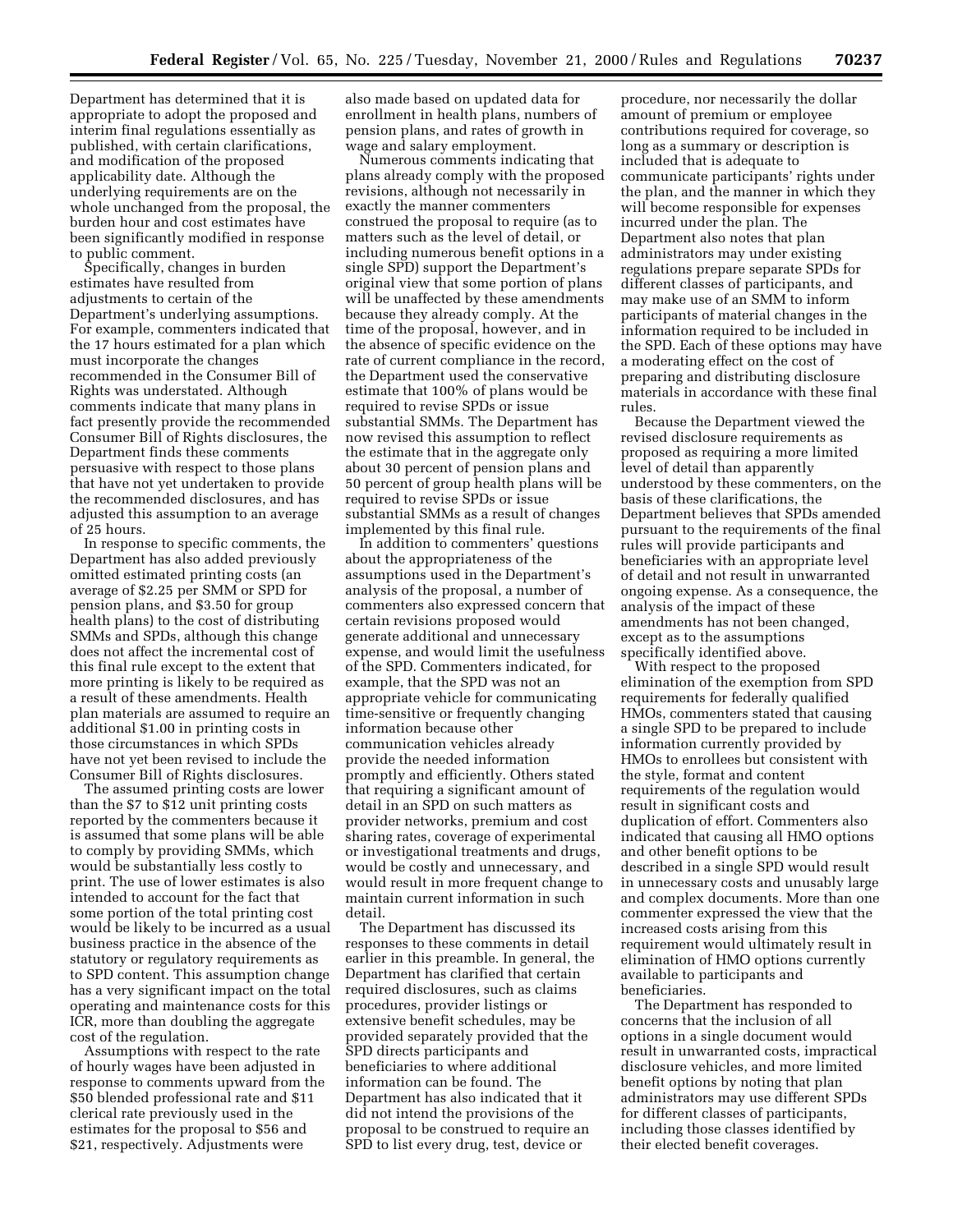Department has determined that it is appropriate to adopt the proposed and interim final regulations essentially as published, with certain clarifications, and modification of the proposed applicability date. Although the underlying requirements are on the whole unchanged from the proposal, the burden hour and cost estimates have been significantly modified in response to public comment.

Specifically, changes in burden estimates have resulted from adjustments to certain of the Department's underlying assumptions. For example, commenters indicated that the 17 hours estimated for a plan which must incorporate the changes recommended in the Consumer Bill of Rights was understated. Although comments indicate that many plans in fact presently provide the recommended Consumer Bill of Rights disclosures, the Department finds these comments persuasive with respect to those plans that have not yet undertaken to provide the recommended disclosures, and has adjusted this assumption to an average of 25 hours.

In response to specific comments, the Department has also added previously omitted estimated printing costs (an average of $2.25 per SMM or SPD for pension plans, and $3.50 for group health plans) to the cost of distributing SMMs and SPDs, although this change does not affect the incremental cost of this final rule except to the extent that more printing is likely to be required as a result of these amendments. Health plan materials are assumed to require an additional $1.00 in printing costs in those circumstances in which SPDs have not yet been revised to include the Consumer Bill of Rights disclosures.

The assumed printing costs are lower than the $7 to $12 unit printing costs reported by the commenters because it is assumed that some plans will be able to comply by providing SMMs, which would be substantially less costly to print. The use of lower estimates is also intended to account for the fact that some portion of the total printing cost would be likely to be incurred as a usual business practice in the absence of the statutory or regulatory requirements as to SPD content. This assumption change has a very significant impact on the total operating and maintenance costs for this ICR, more than doubling the aggregate cost of the regulation.

Assumptions with respect to the rate of hourly wages have been adjusted in response to comments upward from the $50 blended professional rate and $11 clerical rate previously used in the estimates for the proposal to $56 and $21, respectively. Adjustments were also made based on updated data for enrollment in health plans, numbers of pension plans, and rates of growth in wage and salary employment.

Numerous comments indicating that plans already comply with the proposed revisions, although not necessarily in exactly the manner commenters construed the proposal to require (as to matters such as the level of detail, or including numerous benefit options in a single SPD) support the Department's original view that some portion of plans will be unaffected by these amendments because they already comply. At the time of the proposal, however, and in the absence of specific evidence on the rate of current compliance in the record, the Department used the conservative estimate that 100% of plans would be required to revise SPDs or issue substantial SMMs. The Department has now revised this assumption to reflect the estimate that in the aggregate only about 30 percent of pension plans and 50 percent of group health plans will be required to revise SPDs or issue substantial SMMs as a result of changes implemented by this final rule.

In addition to commenters' questions about the appropriateness of the assumptions used in the Department's analysis of the proposal, a number of commenters also expressed concern that certain revisions proposed would generate additional and unnecessary expense, and would limit the usefulness of the SPD. Commenters indicated, for example, that the SPD was not an appropriate vehicle for communicating time-sensitive or frequently changing information because other communication vehicles already provide the needed information promptly and efficiently. Others stated that requiring a significant amount of detail in an SPD on such matters as provider networks, premium and cost sharing rates, coverage of experimental or investigational treatments and drugs, would be costly and unnecessary, and would result in more frequent change to maintain current information in such detail.

The Department has discussed its responses to these comments in detail earlier in this preamble. In general, the Department has clarified that certain required disclosures, such as claims procedures, provider listings or extensive benefit schedules, may be provided separately provided that the SPD directs participants and beneficiaries to where additional information can be found. The Department has also indicated that it did not intend the provisions of the proposal to be construed to require an SPD to list every drug, test, device or procedure, nor necessarily the dollar amount of premium or employee contributions required for coverage, so long as a summary or description is included that is adequate to communicate participants' rights under the plan, and the manner in which they will become responsible for expenses incurred under the plan. The Department also notes that plan administrators may under existing regulations prepare separate SPDs for different classes of participants, and may make use of an SMM to inform participants of material changes in the information required to be included in the SPD. Each of these options may have a moderating effect on the cost of preparing and distributing disclosure materials in accordance with these final rules.

Because the Department viewed the revised disclosure requirements as proposed as requiring a more limited level of detail than apparently understood by these commenters, on the basis of these clarifications, the Department believes that SPDs amended pursuant to the requirements of the final rules will provide participants and beneficiaries with an appropriate level of detail and not result in unwarranted ongoing expense. As a consequence, the analysis of the impact of these amendments has not been changed, except as to the assumptions specifically identified above.

With respect to the proposed elimination of the exemption from SPD requirements for federally qualified HMOs, commenters stated that causing a single SPD to be prepared to include information currently provided by HMOs to enrollees but consistent with the style, format and content requirements of the regulation would result in significant costs and duplication of effort. Commenters also indicated that causing all HMO options and other benefit options to be described in a single SPD would result in unnecessary costs and unusably large and complex documents. More than one commenter expressed the view that the increased costs arising from this requirement would ultimately result in elimination of HMO options currently available to participants and beneficiaries.

The Department has responded to concerns that the inclusion of all options in a single document would result in unwarranted costs, impractical disclosure vehicles, and more limited benefit options by noting that plan administrators may use different SPDs for different classes of participants, including those classes identified by their elected benefit coverages.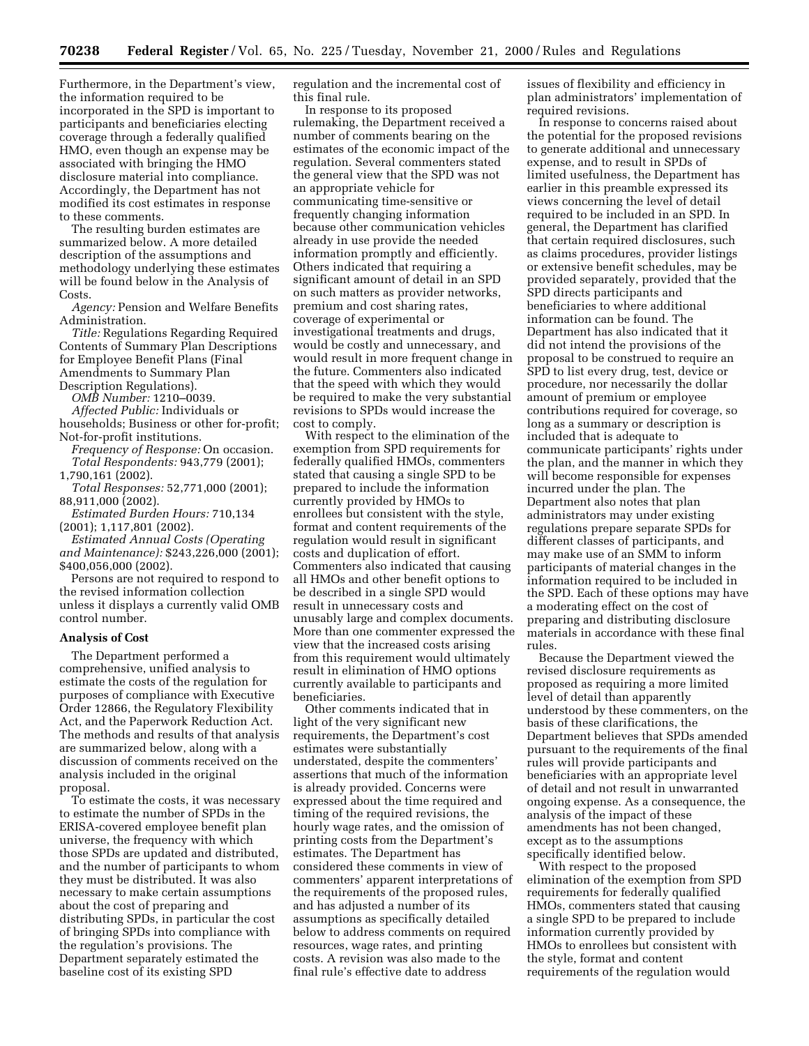Furthermore, in the Department's view, the information required to be incorporated in the SPD is important to participants and beneficiaries electing coverage through a federally qualified HMO, even though an expense may be associated with bringing the HMO disclosure material into compliance. Accordingly, the Department has not modified its cost estimates in response to these comments.

The resulting burden estimates are summarized below. A more detailed description of the assumptions and methodology underlying these estimates will be found below in the Analysis of Costs.

*Agency:* Pension and Welfare Benefits Administration.

*Title:* Regulations Regarding Required Contents of Summary Plan Descriptions for Employee Benefit Plans (Final Amendments to Summary Plan Description Regulations).

*OMB Number:* 1210–0039.

*Affected Public:* Individuals or households; Business or other for-profit; Not-for-profit institutions.

*Frequency of Response:* On occasion.

*Total Respondents:* 943,779 (2001); 1,790,161 (2002).

*Total Responses:* 52,771,000 (2001); 88,911,000 (2002).

*Estimated Burden Hours:* 710,134 (2001); 1,117,801 (2002).

*Estimated Annual Costs (Operating and Maintenance):* $243,226,000 (2001); $400,056,000 (2002).

Persons are not required to respond to the revised information collection unless it displays a currently valid OMB control number.

**Analysis of Cost**

The Department performed a comprehensive, unified analysis to estimate the costs of the regulation for purposes of compliance with Executive Order 12866, the Regulatory Flexibility Act, and the Paperwork Reduction Act. The methods and results of that analysis are summarized below, along with a discussion of comments received on the analysis included in the original proposal.

To estimate the costs, it was necessary to estimate the number of SPDs in the ERISA-covered employee benefit plan universe, the frequency with which those SPDs are updated and distributed, and the number of participants to whom they must be distributed. It was also necessary to make certain assumptions about the cost of preparing and distributing SPDs, in particular the cost of bringing SPDs into compliance with the regulation's provisions. The Department separately estimated the baseline cost of its existing SPD regulation and the incremental cost of this final rule.

In response to its proposed rulemaking, the Department received a number of comments bearing on the estimates of the economic impact of the regulation. Several commenters stated the general view that the SPD was not an appropriate vehicle for communicating time-sensitive or frequently changing information because other communication vehicles already in use provide the needed information promptly and efficiently. Others indicated that requiring a significant amount of detail in an SPD on such matters as provider networks, premium and cost sharing rates, coverage of experimental or investigational treatments and drugs, would be costly and unnecessary, and would result in more frequent change in the future. Commenters also indicated that the speed with which they would be required to make the very substantial revisions to SPDs would increase the cost to comply.

With respect to the elimination of the exemption from SPD requirements for federally qualified HMOs, commenters stated that causing a single SPD to be prepared to include the information currently provided by HMOs to enrollees but consistent with the style, format and content requirements of the regulation would result in significant costs and duplication of effort. Commenters also indicated that causing all HMOs and other benefit options to be described in a single SPD would result in unnecessary costs and unusably large and complex documents. More than one commenter expressed the view that the increased costs arising from this requirement would ultimately result in elimination of HMO options currently available to participants and beneficiaries.

Other comments indicated that in light of the very significant new requirements, the Department's cost estimates were substantially understated, despite the commenters' assertions that much of the information is already provided. Concerns were expressed about the time required and timing of the required revisions, the hourly wage rates, and the omission of printing costs from the Department's estimates. The Department has considered these comments in view of commenters' apparent interpretations of the requirements of the proposed rules, and has adjusted a number of its assumptions as specifically detailed below to address comments on required resources, wage rates, and printing costs. A revision was also made to the final rule's effective date to address issues of flexibility and efficiency in plan administrators' implementation of required revisions.

In response to concerns raised about the potential for the proposed revisions to generate additional and unnecessary expense, and to result in SPDs of limited usefulness, the Department has earlier in this preamble expressed its views concerning the level of detail required to be included in an SPD. In general, the Department has clarified that certain required disclosures, such as claims procedures, provider listings or extensive benefit schedules, may be provided separately, provided that the SPD directs participants and beneficiaries to where additional information can be found. The Department has also indicated that it did not intend the provisions of the proposal to be construed to require an SPD to list every drug, test, device or procedure, nor necessarily the dollar amount of premium or employee contributions required for coverage, so long as a summary or description is included that is adequate to communicate participants' rights under the plan, and the manner in which they will become responsible for expenses incurred under the plan. The Department also notes that plan administrators may under existing regulations prepare separate SPDs for different classes of participants, and may make use of an SMM to inform participants of material changes in the information required to be included in the SPD. Each of these options may have a moderating effect on the cost of preparing and distributing disclosure materials in accordance with these final rules.

Because the Department viewed the revised disclosure requirements as proposed as requiring a more limited level of detail than apparently understood by these commenters, on the basis of these clarifications, the Department believes that SPDs amended pursuant to the requirements of the final rules will provide participants and beneficiaries with an appropriate level of detail and not result in unwarranted ongoing expense. As a consequence, the analysis of the impact of these amendments has not been changed, except as to the assumptions specifically identified below.

With respect to the proposed elimination of the exemption from SPD requirements for federally qualified HMOs, commenters stated that causing a single SPD to be prepared to include information currently provided by HMOs to enrollees but consistent with the style, format and content requirements of the regulation would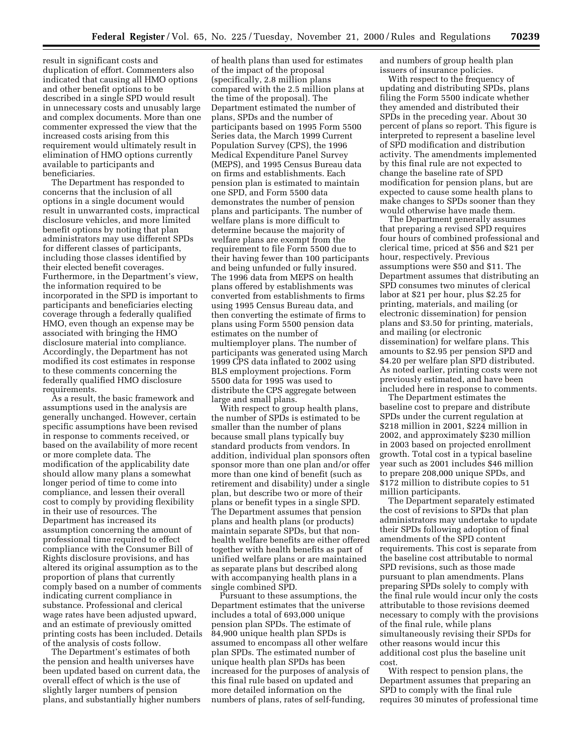result in significant costs and duplication of effort. Commenters also indicated that causing all HMO options and other benefit options to be described in a single SPD would result in unnecessary costs and unusably large and complex documents. More than one commenter expressed the view that the increased costs arising from this requirement would ultimately result in elimination of HMO options currently available to participants and beneficiaries.

The Department has responded to concerns that the inclusion of all options in a single document would result in unwarranted costs, impractical disclosure vehicles, and more limited benefit options by noting that plan administrators may use different SPDs for different classes of participants, including those classes identified by their elected benefit coverages. Furthermore, in the Department's view, the information required to be incorporated in the SPD is important to participants and beneficiaries electing coverage through a federally qualified HMO, even though an expense may be associated with bringing the HMO disclosure material into compliance. Accordingly, the Department has not modified its cost estimates in response to these comments concerning the federally qualified HMO disclosure requirements.

As a result, the basic framework and assumptions used in the analysis are generally unchanged. However, certain specific assumptions have been revised in response to comments received, or based on the availability of more recent or more complete data. The modification of the applicability date should allow many plans a somewhat longer period of time to come into compliance, and lessen their overall cost to comply by providing flexibility in their use of resources. The Department has increased its assumption concerning the amount of professional time required to effect compliance with the Consumer Bill of Rights disclosure provisions, and has altered its original assumption as to the proportion of plans that currently comply based on a number of comments indicating current compliance in substance. Professional and clerical wage rates have been adjusted upward, and an estimate of previously omitted printing costs has been included. Details of the analysis of costs follow.

The Department's estimates of both the pension and health universes have been updated based on current data, the overall effect of which is the use of slightly larger numbers of pension plans, and substantially higher numbers of health plans than used for estimates of the impact of the proposal (specifically, 2.8 million plans compared with the 2.5 million plans at the time of the proposal). The Department estimated the number of plans, SPDs and the number of participants based on 1995 Form 5500 Series data, the March 1999 Current Population Survey (CPS), the 1996 Medical Expenditure Panel Survey (MEPS), and 1995 Census Bureau data on firms and establishments. Each pension plan is estimated to maintain one SPD, and Form 5500 data demonstrates the number of pension plans and participants. The number of welfare plans is more difficult to determine because the majority of welfare plans are exempt from the requirement to file Form 5500 due to their having fewer than 100 participants and being unfunded or fully insured. The 1996 data from MEPS on health plans offered by establishments was converted from establishments to firms using 1995 Census Bureau data, and then converting the estimate of firms to plans using Form 5500 pension data estimates on the number of multiemployer plans. The number of participants was generated using March 1999 CPS data inflated to 2002 using BLS employment projections. Form 5500 data for 1995 was used to distribute the CPS aggregate between large and small plans.

With respect to group health plans, the number of SPDs is estimated to be smaller than the number of plans because small plans typically buy standard products from vendors. In addition, individual plan sponsors often sponsor more than one plan and/or offer more than one kind of benefit (such as retirement and disability) under a single plan, but describe two or more of their plans or benefit types in a single SPD. The Department assumes that pension plans and health plans (or products) maintain separate SPDs, but that non-health welfare benefits are either offered together with health benefits as part of unified welfare plans or are maintained as separate plans but described along with accompanying health plans in a single combined SPD.

Pursuant to these assumptions, the Department estimates that the universe includes a total of 693,000 unique pension plan SPDs. The estimate of 84,900 unique health plan SPDs is assumed to encompass all other welfare plan SPDs. The estimated number of unique health plan SPDs has been increased for the purposes of analysis of this final rule based on updated and more detailed information on the numbers of plans, rates of self-funding, and numbers of group health plan issuers of insurance policies.

With respect to the frequency of updating and distributing SPDs, plans filing the Form 5500 indicate whether they amended and distributed their SPDs in the preceding year. About 30 percent of plans so report. This figure is interpreted to represent a baseline level of SPD modification and distribution activity. The amendments implemented by this final rule are not expected to change the baseline rate of SPD modification for pension plans, but are expected to cause some health plans to make changes to SPDs sooner than they would otherwise have made them.

The Department generally assumes that preparing a revised SPD requires four hours of combined professional and clerical time, priced at $56 and $21 per hour, respectively. Previous assumptions were $50 and $11. The Department assumes that distributing an SPD consumes two minutes of clerical labor at $21 per hour, plus $2.25 for printing, materials, and mailing (or electronic dissemination) for pension plans and $3.50 for printing, materials, and mailing (or electronic dissemination) for welfare plans. This amounts to $2.95 per pension SPD and $4.20 per welfare plan SPD distributed. As noted earlier, printing costs were not previously estimated, and have been included here in response to comments.

The Department estimates the baseline cost to prepare and distribute SPDs under the current regulation at $218 million in 2001, $224 million in 2002, and approximately $230 million in 2003 based on projected enrollment growth. Total cost in a typical baseline year such as 2001 includes $46 million to prepare 208,000 unique SPDs, and $172 million to distribute copies to 51 million participants.

The Department separately estimated the cost of revisions to SPDs that plan administrators may undertake to update their SPDs following adoption of final amendments of the SPD content requirements. This cost is separate from the baseline cost attributable to normal SPD revisions, such as those made pursuant to plan amendments. Plans preparing SPDs solely to comply with the final rule would incur only the costs attributable to those revisions deemed necessary to comply with the provisions of the final rule, while plans simultaneously revising their SPDs for other reasons would incur this additional cost plus the baseline unit cost.

With respect to pension plans, the Department assumes that preparing an SPD to comply with the final rule requires 30 minutes of professional time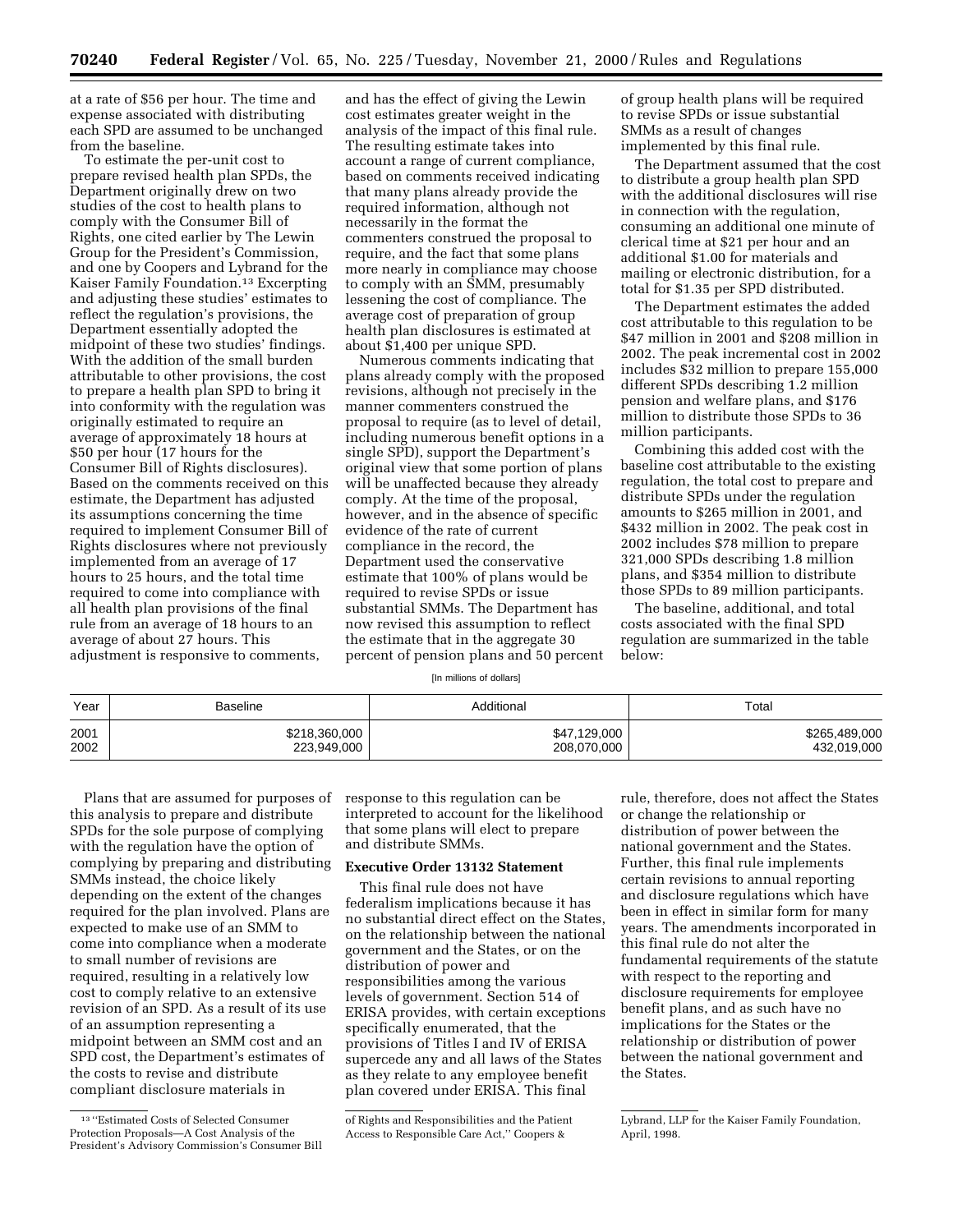at a rate of $56 per hour. The time and expense associated with distributing each SPD are assumed to be unchanged from the baseline.

To estimate the per-unit cost to prepare revised health plan SPDs, the Department originally drew on two studies of the cost to health plans to comply with the Consumer Bill of Rights, one cited earlier by The Lewin Group for the President's Commission, and one by Coopers and Lybrand for the Kaiser Family Foundation.[13] Excerpting and adjusting these studies' estimates to reflect the regulation's provisions, the Department essentially adopted the midpoint of these two studies' findings. With the addition of the small burden attributable to other provisions, the cost to prepare a health plan SPD to bring it into conformity with the regulation was originally estimated to require an average of approximately 18 hours at $50 per hour (17 hours for the Consumer Bill of Rights disclosures). Based on the comments received on this estimate, the Department has adjusted its assumptions concerning the time required to implement Consumer Bill of Rights disclosures where not previously implemented from an average of 17 hours to 25 hours, and the total time required to come into compliance with all health plan provisions of the final rule from an average of 18 hours to an average of about 27 hours. This adjustment is responsive to comments, and has the effect of giving the Lewin cost estimates greater weight in the analysis of the impact of this final rule. The resulting estimate takes into account a range of current compliance, based on comments received indicating that many plans already provide the required information, although not necessarily in the format the commenters construed the proposal to require, and the fact that some plans more nearly in compliance may choose to comply with an SMM, presumably lessening the cost of compliance. The average cost of preparation of group health plan disclosures is estimated at about $1,400 per unique SPD.

Numerous comments indicating that plans already comply with the proposed revisions, although not precisely in the manner commenters construed the proposal to require (as to level of detail, including numerous benefit options in a single SPD), support the Department's original view that some portion of plans will be unaffected because they already comply. At the time of the proposal, however, and in the absence of specific evidence of the rate of current compliance in the record, the Department used the conservative estimate that 100% of plans would be required to revise SPDs or issue substantial SMMs. The Department has now revised this assumption to reflect the estimate that in the aggregate 30 percent of pension plans and 50 percent of group health plans will be required to revise SPDs or issue substantial SMMs as a result of changes implemented by this final rule.

The Department assumed that the cost to distribute a group health plan SPD with the additional disclosures will rise in connection with the regulation, consuming an additional one minute of clerical time at $21 per hour and an additional $1.00 for materials and mailing or electronic distribution, for a total for $1.35 per SPD distributed.

The Department estimates the added cost attributable to this regulation to be $47 million in 2001 and $208 million in 2002. The peak incremental cost in 2002 includes $32 million to prepare 155,000 different SPDs describing 1.2 million pension and welfare plans, and $176 million to distribute those SPDs to 36 million participants.

Combining this added cost with the baseline cost attributable to the existing regulation, the total cost to prepare and distribute SPDs under the regulation amounts to $265 million in 2001, and $432 million in 2002. The peak cost in 2002 includes $78 million to prepare 321,000 SPDs describing 1.8 million plans, and $354 million to distribute those SPDs to 89 million participants.

The baseline, additional, and total costs associated with the final SPD regulation are summarized in the table below:

[In millions of dollars]

| Year | Baseline | Additional | Total |
|---|---|---|---|
| 2001 | $218,360,000 | $47,129,000 | $265,489,000 |
| 2002 | 223,949,000 | 208,070,000 | 432,019,000 |

Plans that are assumed for purposes of this analysis to prepare and distribute SPDs for the sole purpose of complying with the regulation have the option of complying by preparing and distributing SMMs instead, the choice likely depending on the extent of the changes required for the plan involved. Plans are expected to make use of an SMM to come into compliance when a moderate to small number of revisions are required, resulting in a relatively low cost to comply relative to an extensive revision of an SPD. As a result of its use of an assumption representing a midpoint between an SMM cost and an SPD cost, the Department's estimates of the costs to revise and distribute compliant disclosure materials in response to this regulation can be interpreted to account for the likelihood that some plans will elect to prepare and distribute SMMs.

**Executive Order 13132 Statement**

This final rule does not have federalism implications because it has no substantial direct effect on the States, on the relationship between the national government and the States, or on the distribution of power and responsibilities among the various levels of government. Section 514 of ERISA provides, with certain exceptions specifically enumerated, that the provisions of Titles I and IV of ERISA supercede any and all laws of the States as they relate to any employee benefit plan covered under ERISA. This final rule, therefore, does not affect the States or change the relationship or distribution of power between the national government and the States. Further, this final rule implements certain revisions to annual reporting and disclosure regulations which have been in effect in similar form for many years. The amendments incorporated in this final rule do not alter the fundamental requirements of the statute with respect to the reporting and disclosure requirements for employee benefit plans, and as such have no implications for the States or the relationship or distribution of power between the national government and the States.

[13] "Estimated Costs of Selected Consumer Protection Proposals—A Cost Analysis of the President's Advisory Commission's Consumer Bill of Rights and Responsibilities and the Patient Access to Responsible Care Act," Coopers & Lybrand, LLP for the Kaiser Family Foundation, April, 1998.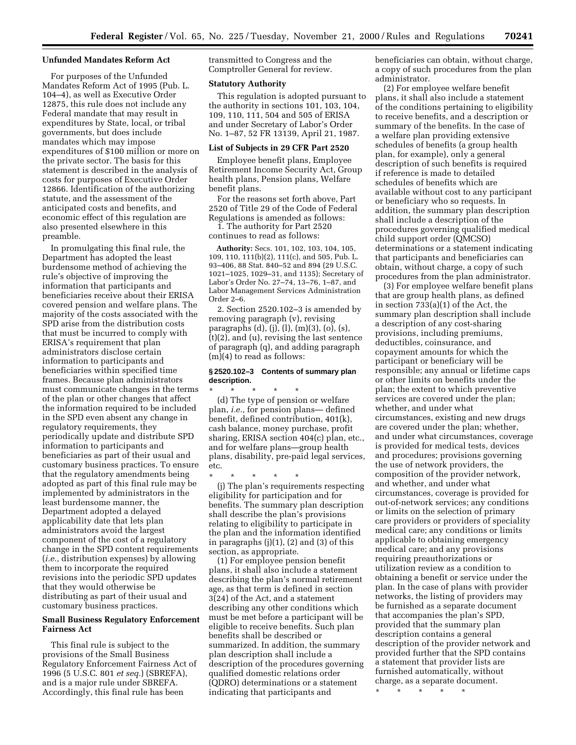### Unfunded Mandates Reform Act

For purposes of the Unfunded Mandates Reform Act of 1995 (Pub. L. 104–4), as well as Executive Order 12875, this rule does not include any Federal mandate that may result in expenditures by State, local, or tribal governments, but does include mandates which may impose expenditures of $100 million or more on the private sector. The basis for this statement is described in the analysis of costs for purposes of Executive Order 12866. Identification of the authorizing statute, and the assessment of the anticipated costs and benefits, and economic effect of this regulation are also presented elsewhere in this preamble.

In promulgating this final rule, the Department has adopted the least burdensome method of achieving the rule's objective of improving the information that participants and beneficiaries receive about their ERISA covered pension and welfare plans. The majority of the costs associated with the SPD arise from the distribution costs that must be incurred to comply with ERISA's requirement that plan administrators disclose certain information to participants and beneficiaries within specified time frames. Because plan administrators must communicate changes in the terms of the plan or other changes that affect the information required to be included in the SPD even absent any change in regulatory requirements, they periodically update and distribute SPD information to participants and beneficiaries as part of their usual and customary business practices. To ensure that the regulatory amendments being adopted as part of this final rule may be implemented by administrators in the least burdensome manner, the Department adopted a delayed applicability date that lets plan administrators avoid the largest component of the cost of a regulatory change in the SPD content requirements (*i.e.,* distribution expenses) by allowing them to incorporate the required revisions into the periodic SPD updates that they would otherwise be distributing as part of their usual and customary business practices.

### Small Business Regulatory Enforcement Fairness Act

This final rule is subject to the provisions of the Small Business Regulatory Enforcement Fairness Act of 1996 (5 U.S.C. 801 *et seq.*) (SBREFA), and is a major rule under SBREFA. Accordingly, this final rule has been transmitted to Congress and the Comptroller General for review.

### Statutory Authority

This regulation is adopted pursuant to the authority in sections 101, 103, 104, 109, 110, 111, 504 and 505 of ERISA and under Secretary of Labor's Order No. 1–87, 52 FR 13139, April 21, 1987.

### List of Subjects in 29 CFR Part 2520

Employee benefit plans, Employee Retirement Income Security Act, Group health plans, Pension plans, Welfare benefit plans.

For the reasons set forth above, Part 2520 of Title 29 of the Code of Federal Regulations is amended as follows:

1. The authority for Part 2520 continues to read as follows:

**Authority:** Secs. 101, 102, 103, 104, 105, 109, 110, 111(b)(2), 111(c), and 505, Pub. L. 93–406, 88 Stat. 840–52 and 894 (29 U.S.C. 1021–1025, 1029–31, and 1135); Secretary of Labor's Order No. 27–74, 13–76, 1–87, and Labor Management Services Administration Order 2–6.

2. Section 2520.102–3 is amended by removing paragraph (v), revising paragraphs (d), (j), (l), (m)(3), (o), (s), (t)(2), and (u), revising the last sentence of paragraph (q), and adding paragraph (m)(4) to read as follows:

#### § 2520.102–3 Contents of summary plan description.

\* \* \* \* \*

(d) The type of pension or welfare plan, *i.e.,* for pension plans— defined benefit, defined contribution, 401(k), cash balance, money purchase, profit sharing, ERISA section 404(c) plan, etc., and for welfare plans—group health plans, disability, pre-paid legal services, etc.

\* \* \* \* \*

(j) The plan's requirements respecting eligibility for participation and for benefits. The summary plan description shall describe the plan's provisions relating to eligibility to participate in the plan and the information identified in paragraphs (j)(1), (2) and (3) of this section, as appropriate.

(1) For employee pension benefit plans, it shall also include a statement describing the plan's normal retirement age, as that term is defined in section 3(24) of the Act, and a statement describing any other conditions which must be met before a participant will be eligible to receive benefits. Such plan benefits shall be described or summarized. In addition, the summary plan description shall include a description of the procedures governing qualified domestic relations order (QDRO) determinations or a statement indicating that participants and beneficiaries can obtain, without charge, a copy of such procedures from the plan administrator.

(2) For employee welfare benefit plans, it shall also include a statement of the conditions pertaining to eligibility to receive benefits, and a description or summary of the benefits. In the case of a welfare plan providing extensive schedules of benefits (a group health plan, for example), only a general description of such benefits is required if reference is made to detailed schedules of benefits which are available without cost to any participant or beneficiary who so requests. In addition, the summary plan description shall include a description of the procedures governing qualified medical child support order (QMCSO) determinations or a statement indicating that participants and beneficiaries can obtain, without charge, a copy of such procedures from the plan administrator.

(3) For employee welfare benefit plans that are group health plans, as defined in section 733(a)(1) of the Act, the summary plan description shall include a description of any cost-sharing provisions, including premiums, deductibles, coinsurance, and copayment amounts for which the participant or beneficiary will be responsible; any annual or lifetime caps or other limits on benefits under the plan; the extent to which preventive services are covered under the plan; whether, and under what circumstances, existing and new drugs are covered under the plan; whether, and under what circumstances, coverage is provided for medical tests, devices and procedures; provisions governing the use of network providers, the composition of the provider network, and whether, and under what circumstances, coverage is provided for out-of-network services; any conditions or limits on the selection of primary care providers or providers of speciality medical care; any conditions or limits applicable to obtaining emergency medical care; and any provisions requiring preauthorizations or utilization review as a condition to obtaining a benefit or service under the plan. In the case of plans with provider networks, the listing of providers may be furnished as a separate document that accompanies the plan's SPD, provided that the summary plan description contains a general description of the provider network and provided further that the SPD contains a statement that provider lists are furnished automatically, without charge, as a separate document.

\* \* \* \* \*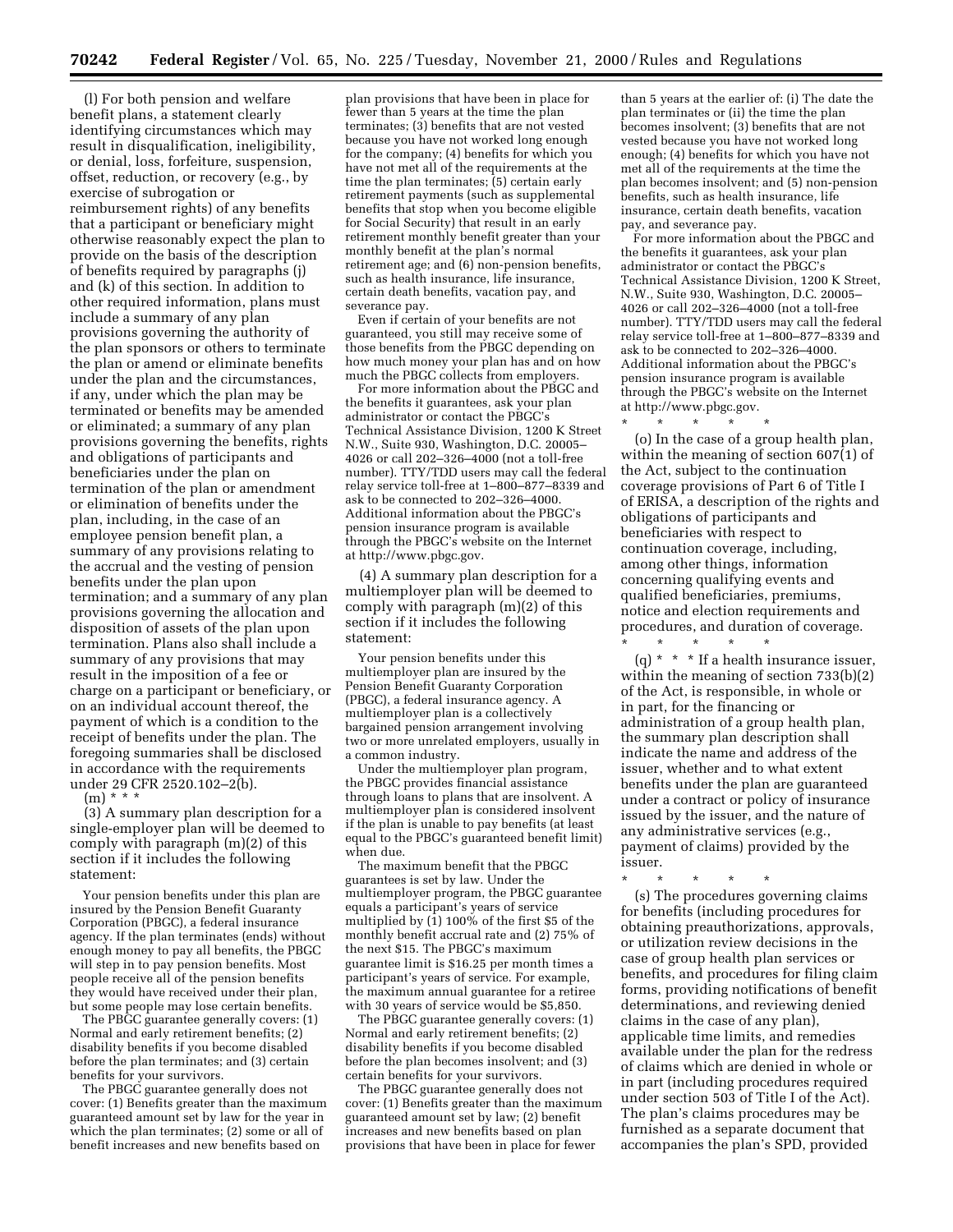(l) For both pension and welfare benefit plans, a statement clearly identifying circumstances which may result in disqualification, ineligibility, or denial, loss, forfeiture, suspension, offset, reduction, or recovery (e.g., by exercise of subrogation or reimbursement rights) of any benefits that a participant or beneficiary might otherwise reasonably expect the plan to provide on the basis of the description of benefits required by paragraphs (j) and (k) of this section. In addition to other required information, plans must include a summary of any plan provisions governing the authority of the plan sponsors or others to terminate the plan or amend or eliminate benefits under the plan and the circumstances, if any, under which the plan may be terminated or benefits may be amended or eliminated; a summary of any plan provisions governing the benefits, rights and obligations of participants and beneficiaries under the plan on termination of the plan or amendment or elimination of benefits under the plan, including, in the case of an employee pension benefit plan, a summary of any provisions relating to the accrual and the vesting of pension benefits under the plan upon termination; and a summary of any plan provisions governing the allocation and disposition of assets of the plan upon termination. Plans also shall include a summary of any provisions that may result in the imposition of a fee or charge on a participant or beneficiary, or on an individual account thereof, the payment of which is a condition to the receipt of benefits under the plan. The foregoing summaries shall be disclosed in accordance with the requirements under 29 CFR 2520.102–2(b).

(m) * * *

(3) A summary plan description for a single-employer plan will be deemed to comply with paragraph (m)(2) of this section if it includes the following statement:

Your pension benefits under this plan are insured by the Pension Benefit Guaranty Corporation (PBGC), a federal insurance agency. If the plan terminates (ends) without enough money to pay all benefits, the PBGC will step in to pay pension benefits. Most people receive all of the pension benefits they would have received under their plan, but some people may lose certain benefits.

The PBGC guarantee generally covers: (1) Normal and early retirement benefits; (2) disability benefits if you become disabled before the plan terminates; and (3) certain benefits for your survivors.

The PBGC guarantee generally does not cover: (1) Benefits greater than the maximum guaranteed amount set by law for the year in which the plan terminates; (2) some or all of benefit increases and new benefits based on plan provisions that have been in place for fewer than 5 years at the time the plan terminates; (3) benefits that are not vested because you have not worked long enough for the company; (4) benefits for which you have not met all of the requirements at the time the plan terminates; (5) certain early retirement payments (such as supplemental benefits that stop when you become eligible for Social Security) that result in an early retirement monthly benefit greater than your monthly benefit at the plan's normal retirement age; and (6) non-pension benefits, such as health insurance, life insurance, certain death benefits, vacation pay, and severance pay.

Even if certain of your benefits are not guaranteed, you still may receive some of those benefits from the PBGC depending on how much money your plan has and on how much the PBGC collects from employers.

For more information about the PBGC and the benefits it guarantees, ask your plan administrator or contact the PBGC's Technical Assistance Division, 1200 K Street N.W., Suite 930, Washington, D.C. 20005–4026 or call 202–326–4000 (not a toll-free number). TTY/TDD users may call the federal relay service toll-free at 1–800–877–8339 and ask to be connected to 202–326–4000. Additional information about the PBGC's pension insurance program is available through the PBGC's website on the Internet at http://www.pbgc.gov.

(4) A summary plan description for a multiemployer plan will be deemed to comply with paragraph (m)(2) of this section if it includes the following statement:

Your pension benefits under this multiemployer plan are insured by the Pension Benefit Guaranty Corporation (PBGC), a federal insurance agency. A multiemployer plan is a collectively bargained pension arrangement involving two or more unrelated employers, usually in a common industry.

Under the multiemployer plan program, the PBGC provides financial assistance through loans to plans that are insolvent. A multiemployer plan is considered insolvent if the plan is unable to pay benefits (at least equal to the PBGC's guaranteed benefit limit) when due.

The maximum benefit that the PBGC guarantees is set by law. Under the multiemployer program, the PBGC guarantee equals a participant's years of service multiplied by (1) 100% of the first $5 of the monthly benefit accrual rate and (2) 75% of the next $15. The PBGC's maximum guarantee limit is $16.25 per month times a participant's years of service. For example, the maximum annual guarantee for a retiree with 30 years of service would be $5,850.

The PBGC guarantee generally covers: (1) Normal and early retirement benefits; (2) disability benefits if you become disabled before the plan becomes insolvent; and (3) certain benefits for your survivors.

The PBGC guarantee generally does not cover: (1) Benefits greater than the maximum guaranteed amount set by law; (2) benefit increases and new benefits based on plan provisions that have been in place for fewer than 5 years at the earlier of: (i) The date the plan terminates or (ii) the time the plan becomes insolvent; (3) benefits that are not vested because you have not worked long enough; (4) benefits for which you have not met all of the requirements at the time the plan becomes insolvent; and (5) non-pension benefits, such as health insurance, life insurance, certain death benefits, vacation pay, and severance pay.

For more information about the PBGC and the benefits it guarantees, ask your plan administrator or contact the PBGC's Technical Assistance Division, 1200 K Street, N.W., Suite 930, Washington, D.C. 20005–4026 or call 202–326–4000 (not a toll-free number). TTY/TDD users may call the federal relay service toll-free at 1–800–877–8339 and ask to be connected to 202–326–4000. Additional information about the PBGC's pension insurance program is available through the PBGC's website on the Internet at http://www.pbgc.gov.

\* \* \* \* \*

(o) In the case of a group health plan, within the meaning of section 607(1) of the Act, subject to the continuation coverage provisions of Part 6 of Title I of ERISA, a description of the rights and obligations of participants and beneficiaries with respect to continuation coverage, including, among other things, information concerning qualifying events and qualified beneficiaries, premiums, notice and election requirements and procedures, and duration of coverage.

\* \* \* \* \*

(q) * * * If a health insurance issuer, within the meaning of section 733(b)(2) of the Act, is responsible, in whole or in part, for the financing or administration of a group health plan, the summary plan description shall indicate the name and address of the issuer, whether and to what extent benefits under the plan are guaranteed under a contract or policy of insurance issued by the issuer, and the nature of any administrative services (e.g., payment of claims) provided by the issuer.

\* \* \* \* \*

(s) The procedures governing claims for benefits (including procedures for obtaining preauthorizations, approvals, or utilization review decisions in the case of group health plan services or benefits, and procedures for filing claim forms, providing notifications of benefit determinations, and reviewing denied claims in the case of any plan), applicable time limits, and remedies available under the plan for the redress of claims which are denied in whole or in part (including procedures required under section 503 of Title I of the Act). The plan's claims procedures may be furnished as a separate document that accompanies the plan's SPD, provided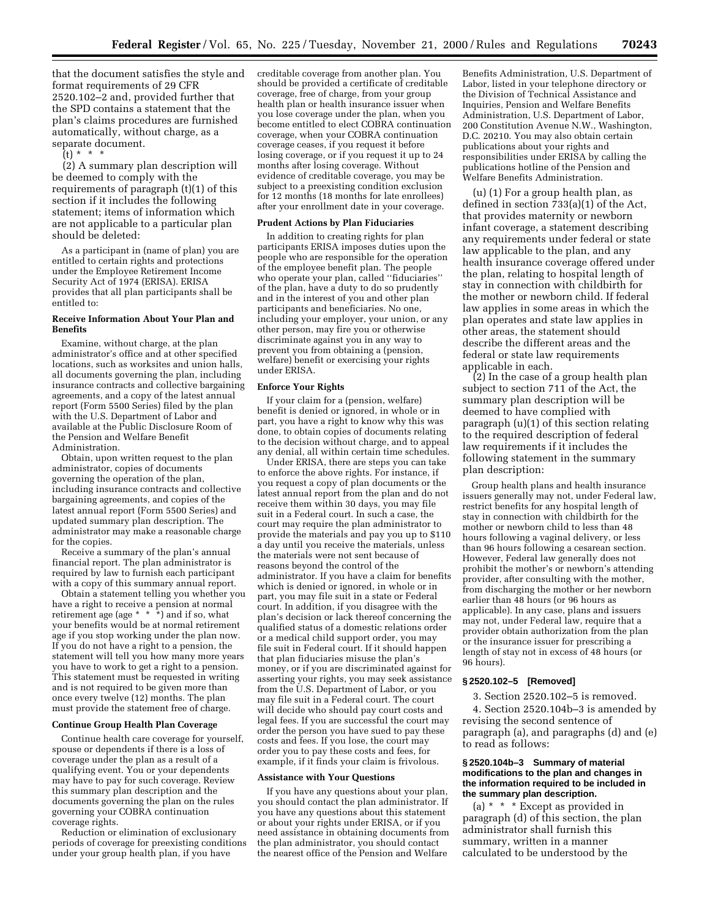that the document satisfies the style and format requirements of 29 CFR 2520.102–2 and, provided further that the SPD contains a statement that the plan's claims procedures are furnished automatically, without charge, as a separate document.

(t) * * *

(2) A summary plan description will be deemed to comply with the requirements of paragraph (t)(1) of this section if it includes the following statement; items of information which are not applicable to a particular plan should be deleted:

As a participant in (name of plan) you are entitled to certain rights and protections under the Employee Retirement Income Security Act of 1974 (ERISA). ERISA provides that all plan participants shall be entitled to:

**Receive Information About Your Plan and Benefits**

Examine, without charge, at the plan administrator's office and at other specified locations, such as worksites and union halls, all documents governing the plan, including insurance contracts and collective bargaining agreements, and a copy of the latest annual report (Form 5500 Series) filed by the plan with the U.S. Department of Labor and available at the Public Disclosure Room of the Pension and Welfare Benefit Administration.

Obtain, upon written request to the plan administrator, copies of documents governing the operation of the plan, including insurance contracts and collective bargaining agreements, and copies of the latest annual report (Form 5500 Series) and updated summary plan description. The administrator may make a reasonable charge for the copies.

Receive a summary of the plan's annual financial report. The plan administrator is required by law to furnish each participant with a copy of this summary annual report.

Obtain a statement telling you whether you have a right to receive a pension at normal retirement age (age * * *) and if so, what your benefits would be at normal retirement age if you stop working under the plan now. If you do not have a right to a pension, the statement will tell you how many more years you have to work to get a right to a pension. This statement must be requested in writing and is not required to be given more than once every twelve (12) months. The plan must provide the statement free of charge.

**Continue Group Health Plan Coverage**

Continue health care coverage for yourself, spouse or dependents if there is a loss of coverage under the plan as a result of a qualifying event. You or your dependents may have to pay for such coverage. Review this summary plan description and the documents governing the plan on the rules governing your COBRA continuation coverage rights.

Reduction or elimination of exclusionary periods of coverage for preexisting conditions under your group health plan, if you have creditable coverage from another plan. You should be provided a certificate of creditable coverage, free of charge, from your group health plan or health insurance issuer when you lose coverage under the plan, when you become entitled to elect COBRA continuation coverage, when your COBRA continuation coverage ceases, if you request it before losing coverage, or if you request it up to 24 months after losing coverage. Without evidence of creditable coverage, you may be subject to a preexisting condition exclusion for 12 months (18 months for late enrollees) after your enrollment date in your coverage.

**Prudent Actions by Plan Fiduciaries**

In addition to creating rights for plan participants ERISA imposes duties upon the people who are responsible for the operation of the employee benefit plan. The people who operate your plan, called "fiduciaries" of the plan, have a duty to do so prudently and in the interest of you and other plan participants and beneficiaries. No one, including your employer, your union, or any other person, may fire you or otherwise discriminate against you in any way to prevent you from obtaining a (pension, welfare) benefit or exercising your rights under ERISA.

**Enforce Your Rights**

If your claim for a (pension, welfare) benefit is denied or ignored, in whole or in part, you have a right to know why this was done, to obtain copies of documents relating to the decision without charge, and to appeal any denial, all within certain time schedules.

Under ERISA, there are steps you can take to enforce the above rights. For instance, if you request a copy of plan documents or the latest annual report from the plan and do not receive them within 30 days, you may file suit in a Federal court. In such a case, the court may require the plan administrator to provide the materials and pay you up to $110 a day until you receive the materials, unless the materials were not sent because of reasons beyond the control of the administrator. If you have a claim for benefits which is denied or ignored, in whole or in part, you may file suit in a state or Federal court. In addition, if you disagree with the plan's decision or lack thereof concerning the qualified status of a domestic relations order or a medical child support order, you may file suit in Federal court. If it should happen that plan fiduciaries misuse the plan's money, or if you are discriminated against for asserting your rights, you may seek assistance from the U.S. Department of Labor, or you may file suit in a Federal court. The court will decide who should pay court costs and legal fees. If you are successful the court may order the person you have sued to pay these costs and fees. If you lose, the court may order you to pay these costs and fees, for example, if it finds your claim is frivolous.

**Assistance with Your Questions**

If you have any questions about your plan, you should contact the plan administrator. If you have any questions about this statement or about your rights under ERISA, or if you need assistance in obtaining documents from the plan administrator, you should contact the nearest office of the Pension and Welfare Benefits Administration, U.S. Department of Labor, listed in your telephone directory or the Division of Technical Assistance and Inquiries, Pension and Welfare Benefits Administration, U.S. Department of Labor, 200 Constitution Avenue N.W., Washington, D.C. 20210. You may also obtain certain publications about your rights and responsibilities under ERISA by calling the publications hotline of the Pension and Welfare Benefits Administration.

(u) (1) For a group health plan, as defined in section 733(a)(1) of the Act, that provides maternity or newborn infant coverage, a statement describing any requirements under federal or state law applicable to the plan, and any health insurance coverage offered under the plan, relating to hospital length of stay in connection with childbirth for the mother or newborn child. If federal law applies in some areas in which the plan operates and state law applies in other areas, the statement should describe the different areas and the federal or state law requirements applicable in each.

(2) In the case of a group health plan subject to section 711 of the Act, the summary plan description will be deemed to have complied with paragraph (u)(1) of this section relating to the required description of federal law requirements if it includes the following statement in the summary plan description:

Group health plans and health insurance issuers generally may not, under Federal law, restrict benefits for any hospital length of stay in connection with childbirth for the mother or newborn child to less than 48 hours following a vaginal delivery, or less than 96 hours following a cesarean section. However, Federal law generally does not prohibit the mother's or newborn's attending provider, after consulting with the mother, from discharging the mother or her newborn earlier than 48 hours (or 96 hours as applicable). In any case, plans and issuers may not, under Federal law, require that a provider obtain authorization from the plan or the insurance issuer for prescribing a length of stay not in excess of 48 hours (or 96 hours).

### § 2520.102–5 [Removed]

3. Section 2520.102–5 is removed.

4. Section 2520.104b–3 is amended by revising the second sentence of paragraph (a), and paragraphs (d) and (e) to read as follows:

### § 2520.104b–3 Summary of material modifications to the plan and changes in the information required to be included in the summary plan description.

(a) * * * Except as provided in paragraph (d) of this section, the plan administrator shall furnish this summary, written in a manner calculated to be understood by the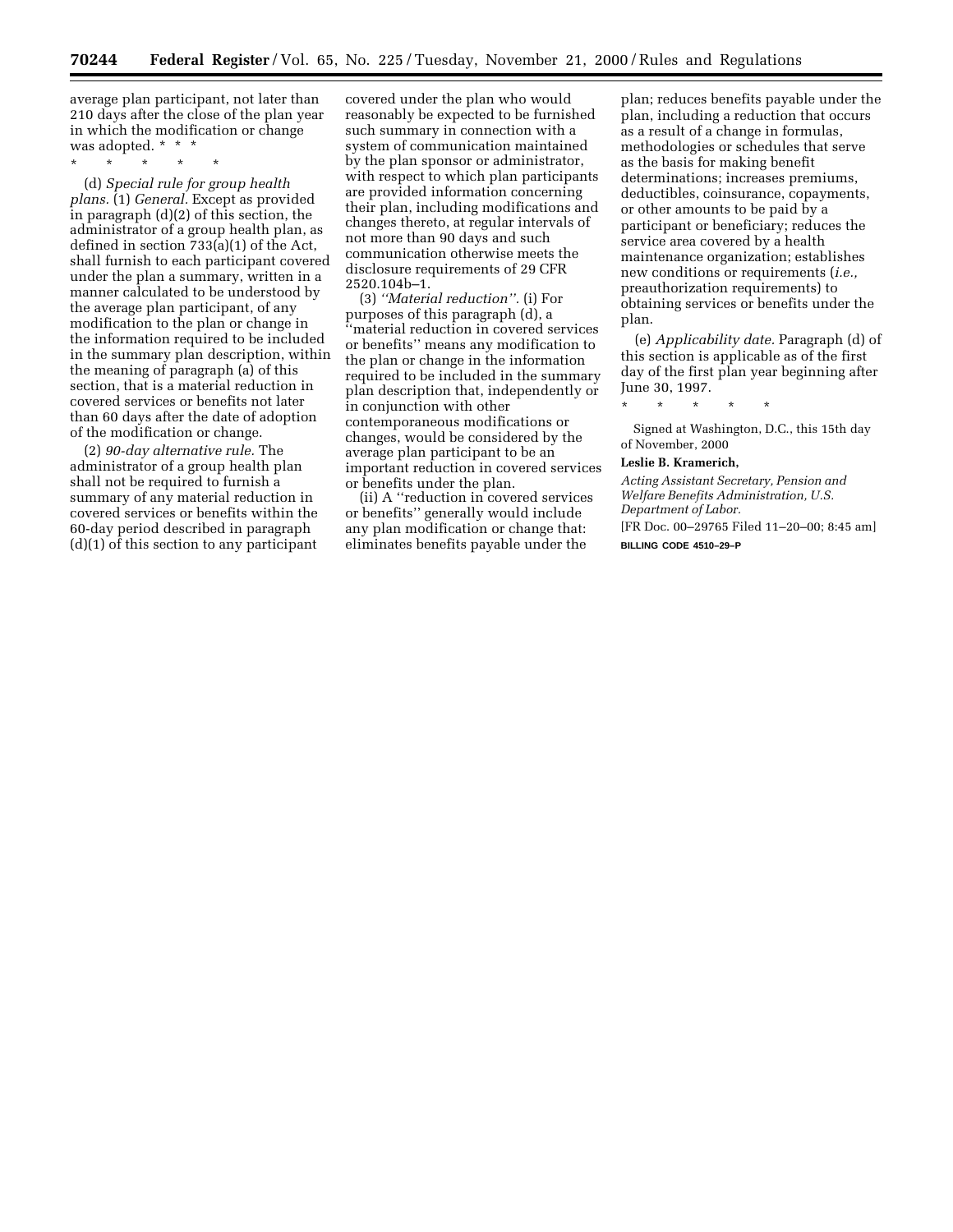average plan participant, not later than 210 days after the close of the plan year in which the modification or change was adopted. * * *

\* \* \* \* \*

(d) *Special rule for group health plans.* (1) *General.* Except as provided in paragraph (d)(2) of this section, the administrator of a group health plan, as defined in section 733(a)(1) of the Act, shall furnish to each participant covered under the plan a summary, written in a manner calculated to be understood by the average plan participant, of any modification to the plan or change in the information required to be included in the summary plan description, within the meaning of paragraph (a) of this section, that is a material reduction in covered services or benefits not later than 60 days after the date of adoption of the modification or change.

(2) *90-day alternative rule.* The administrator of a group health plan shall not be required to furnish a summary of any material reduction in covered services or benefits within the 60-day period described in paragraph (d)(1) of this section to any participant covered under the plan who would reasonably be expected to be furnished such summary in connection with a system of communication maintained by the plan sponsor or administrator, with respect to which plan participants are provided information concerning their plan, including modifications and changes thereto, at regular intervals of not more than 90 days and such communication otherwise meets the disclosure requirements of 29 CFR 2520.104b–1.

(3) *''Material reduction''.* (i) For purposes of this paragraph (d), a ''material reduction in covered services or benefits'' means any modification to the plan or change in the information required to be included in the summary plan description that, independently or in conjunction with other contemporaneous modifications or changes, would be considered by the average plan participant to be an important reduction in covered services or benefits under the plan.

(ii) A ''reduction in covered services or benefits'' generally would include any plan modification or change that: eliminates benefits payable under the plan; reduces benefits payable under the plan, including a reduction that occurs as a result of a change in formulas, methodologies or schedules that serve as the basis for making benefit determinations; increases premiums, deductibles, coinsurance, copayments, or other amounts to be paid by a participant or beneficiary; reduces the service area covered by a health maintenance organization; establishes new conditions or requirements (*i.e.,* preauthorization requirements) to obtaining services or benefits under the plan.

(e) *Applicability date.* Paragraph (d) of this section is applicable as of the first day of the first plan year beginning after June 30, 1997.

\* \* \* \* \*

Signed at Washington, D.C., this 15th day of November, 2000

**Leslie B. Kramerich,**

*Acting Assistant Secretary, Pension and Welfare Benefits Administration, U.S. Department of Labor.*

[FR Doc. 00–29765 Filed 11–20–00; 8:45 am]

**BILLING CODE 4510–29–P**